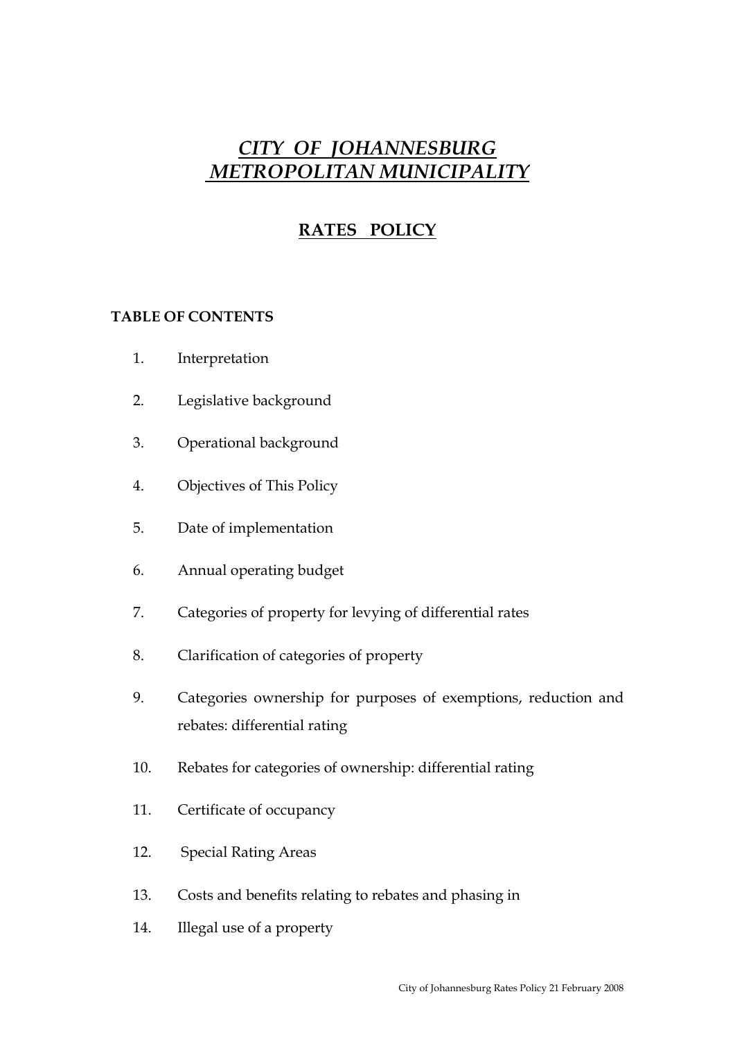# ***CITY OF JOHANNESBURG METROPOLITAN MUNICIPALITY***

## **RATES POLICY**

**TABLE OF CONTENTS**

1. Interpretation
2. Legislative background
3. Operational background
4. Objectives of This Policy
5. Date of implementation
6. Annual operating budget
7. Categories of property for levying of differential rates
8. Clarification of categories of property
9. Categories ownership for purposes of exemptions, reduction and rebates: differential rating
10. Rebates for categories of ownership: differential rating
11. Certificate of occupancy
12. Special Rating Areas
13. Costs and benefits relating to rebates and phasing in
14. Illegal use of a property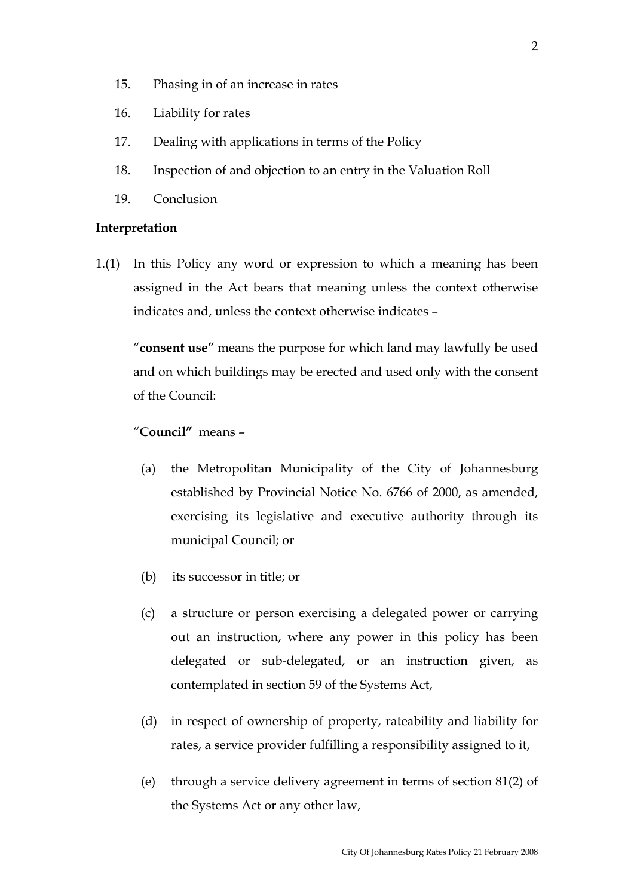15. Phasing in of an increase in rates
16. Liability for rates
17. Dealing with applications in terms of the Policy
18. Inspection of and objection to an entry in the Valuation Roll
19. Conclusion

**Interpretation**

1.(1) In this Policy any word or expression to which a meaning has been assigned in the Act bears that meaning unless the context otherwise indicates and, unless the context otherwise indicates –

"**consent use"** means the purpose for which land may lawfully be used and on which buildings may be erected and used only with the consent of the Council:

"**Council"** means –

(a) the Metropolitan Municipality of the City of Johannesburg established by Provincial Notice No. 6766 of 2000, as amended, exercising its legislative and executive authority through its municipal Council; or

(b) its successor in title; or

(c) a structure or person exercising a delegated power or carrying out an instruction, where any power in this policy has been delegated or sub-delegated, or an instruction given, as contemplated in section 59 of the Systems Act,

(d) in respect of ownership of property, rateability and liability for rates, a service provider fulfilling a responsibility assigned to it,

(e) through a service delivery agreement in terms of section 81(2) of the Systems Act or any other law,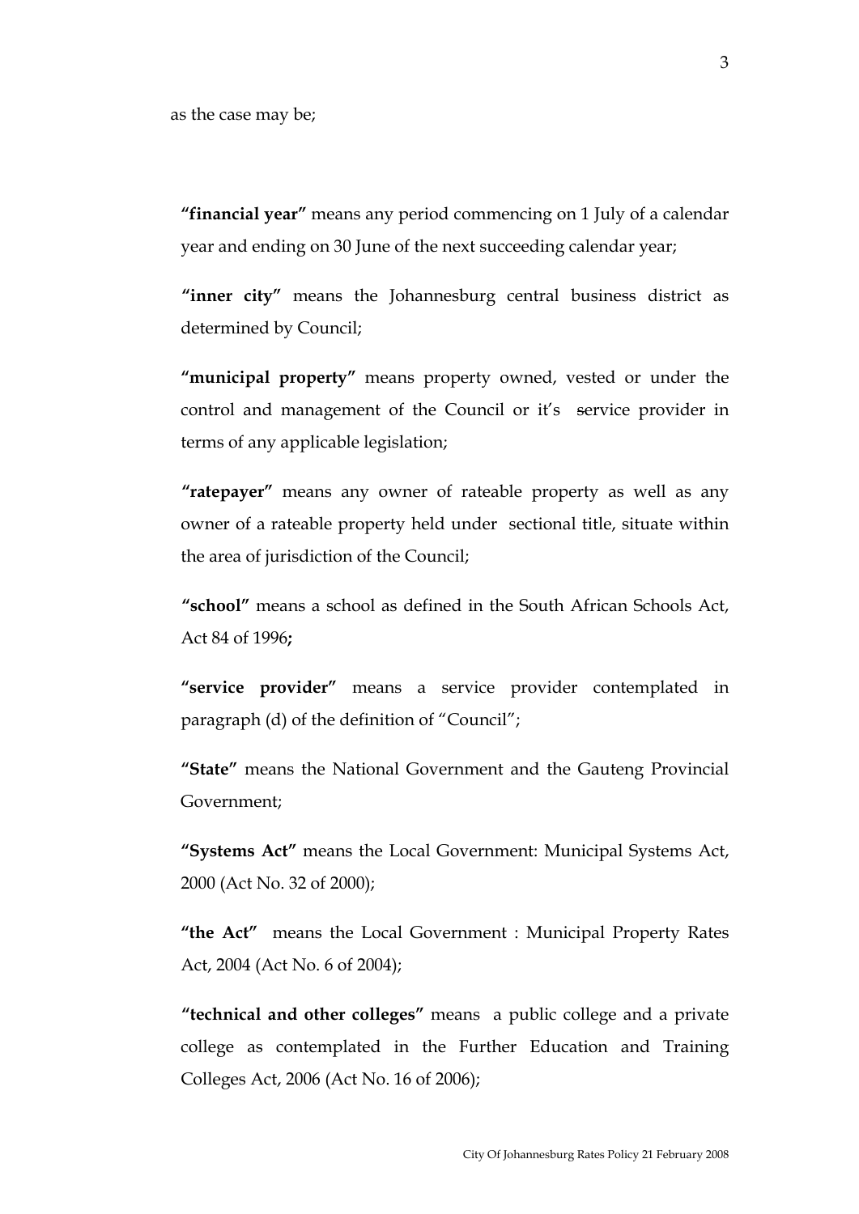as the case may be;

**"financial year"** means any period commencing on 1 July of a calendar year and ending on 30 June of the next succeeding calendar year;

**"inner city"** means the Johannesburg central business district as determined by Council;

**"municipal property"** means property owned, vested or under the control and management of the Council or it's service provider in terms of any applicable legislation;

**"ratepayer"** means any owner of rateable property as well as any owner of a rateable property held under sectional title, situate within the area of jurisdiction of the Council;

**"school"** means a school as defined in the South African Schools Act, Act 84 of 1996**;**

**"service provider"** means a service provider contemplated in paragraph (d) of the definition of "Council";

**"State"** means the National Government and the Gauteng Provincial Government;

**"Systems Act"** means the Local Government: Municipal Systems Act, 2000 (Act No. 32 of 2000);

**"the Act"** means the Local Government : Municipal Property Rates Act, 2004 (Act No. 6 of 2004);

**"technical and other colleges"** means a public college and a private college as contemplated in the Further Education and Training Colleges Act, 2006 (Act No. 16 of 2006);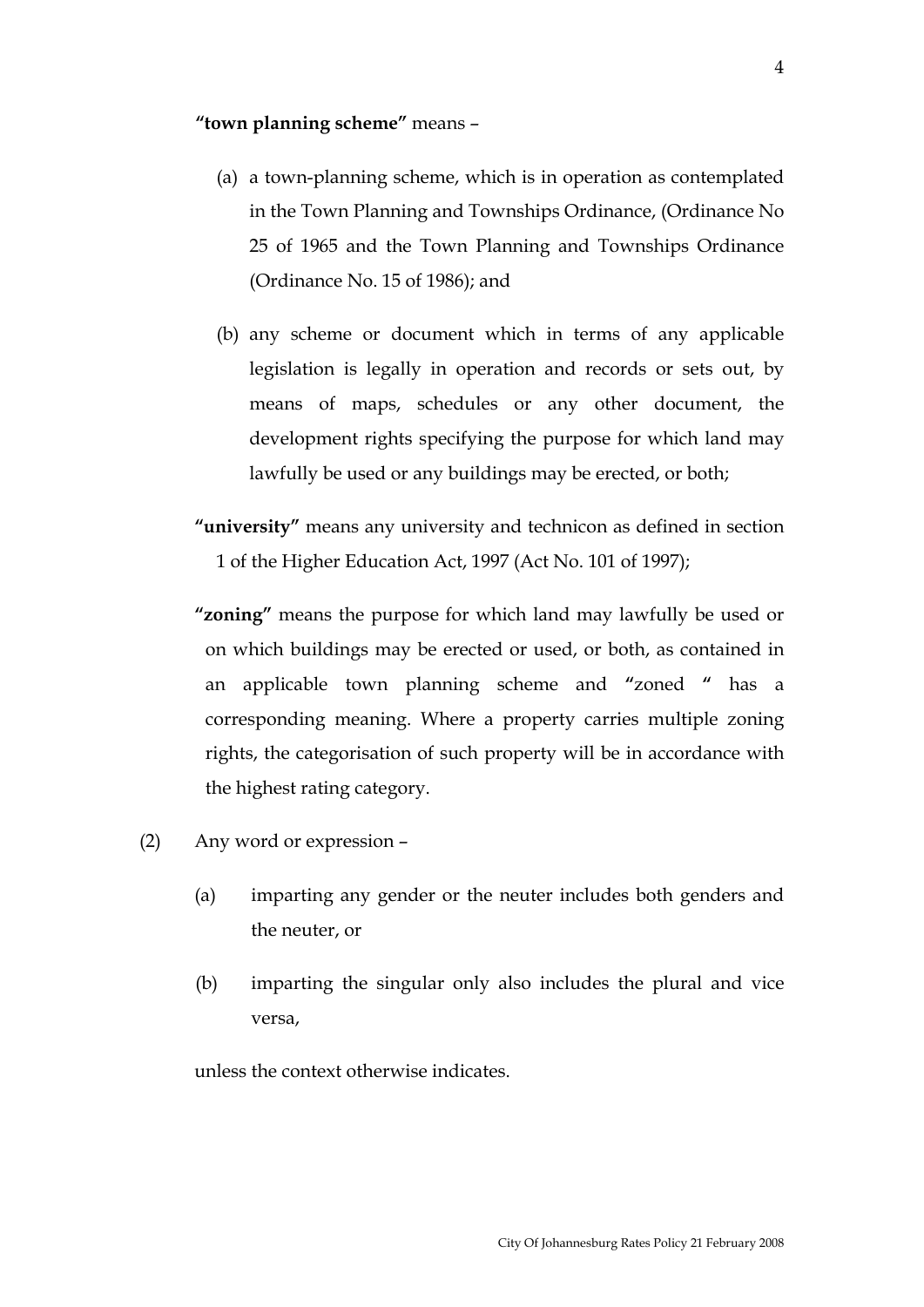**"town planning scheme"** means –

(a) a town-planning scheme, which is in operation as contemplated in the Town Planning and Townships Ordinance, (Ordinance No 25 of 1965 and the Town Planning and Townships Ordinance (Ordinance No. 15 of 1986); and

(b) any scheme or document which in terms of any applicable legislation is legally in operation and records or sets out, by means of maps, schedules or any other document, the development rights specifying the purpose for which land may lawfully be used or any buildings may be erected, or both;

**"university"** means any university and technicon as defined in section 1 of the Higher Education Act, 1997 (Act No. 101 of 1997);

**"zoning"** means the purpose for which land may lawfully be used or on which buildings may be erected or used, or both, as contained in an applicable town planning scheme and **"**zoned **"** has a corresponding meaning. Where a property carries multiple zoning rights, the categorisation of such property will be in accordance with the highest rating category.

(2) Any word or expression –

(a) imparting any gender or the neuter includes both genders and the neuter, or

(b) imparting the singular only also includes the plural and vice versa,

unless the context otherwise indicates.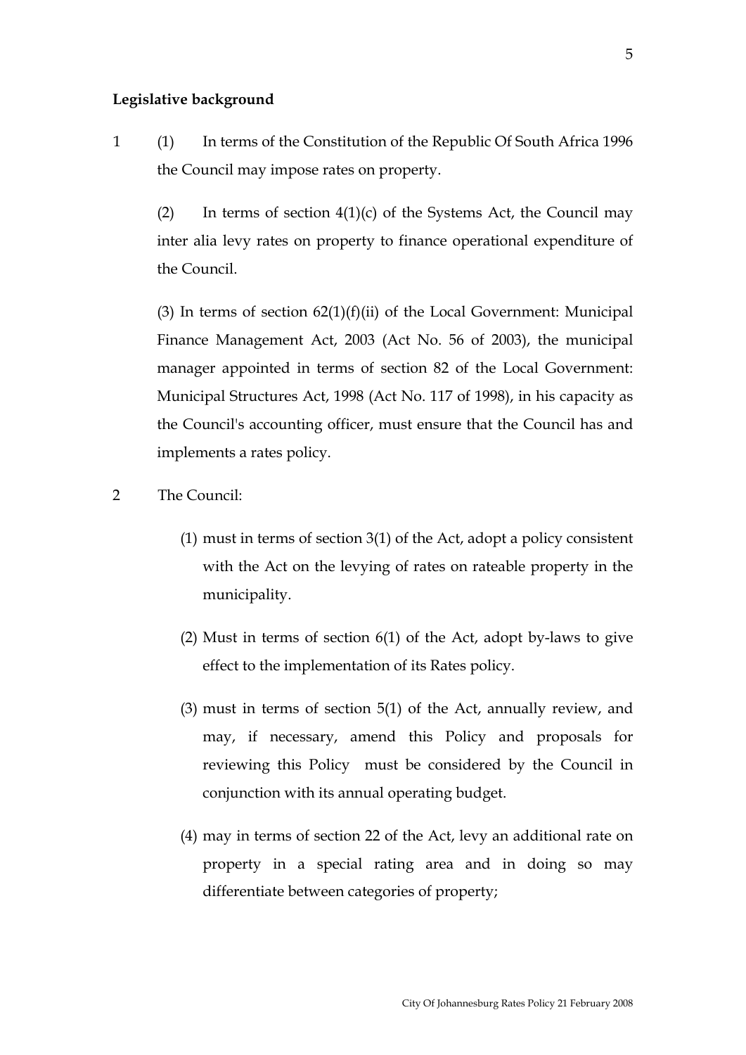**Legislative background**

1 (1) In terms of the Constitution of the Republic Of South Africa 1996 the Council may impose rates on property.

(2) In terms of section 4(1)(c) of the Systems Act, the Council may inter alia levy rates on property to finance operational expenditure of the Council.

(3) In terms of section 62(1)(f)(ii) of the Local Government: Municipal Finance Management Act, 2003 (Act No. 56 of 2003), the municipal manager appointed in terms of section 82 of the Local Government: Municipal Structures Act, 1998 (Act No. 117 of 1998), in his capacity as the Council's accounting officer, must ensure that the Council has and implements a rates policy.

2 The Council:

(1) must in terms of section 3(1) of the Act, adopt a policy consistent with the Act on the levying of rates on rateable property in the municipality.

(2) Must in terms of section 6(1) of the Act, adopt by-laws to give effect to the implementation of its Rates policy.

(3) must in terms of section 5(1) of the Act, annually review, and may, if necessary, amend this Policy and proposals for reviewing this Policy must be considered by the Council in conjunction with its annual operating budget.

(4) may in terms of section 22 of the Act, levy an additional rate on property in a special rating area and in doing so may differentiate between categories of property;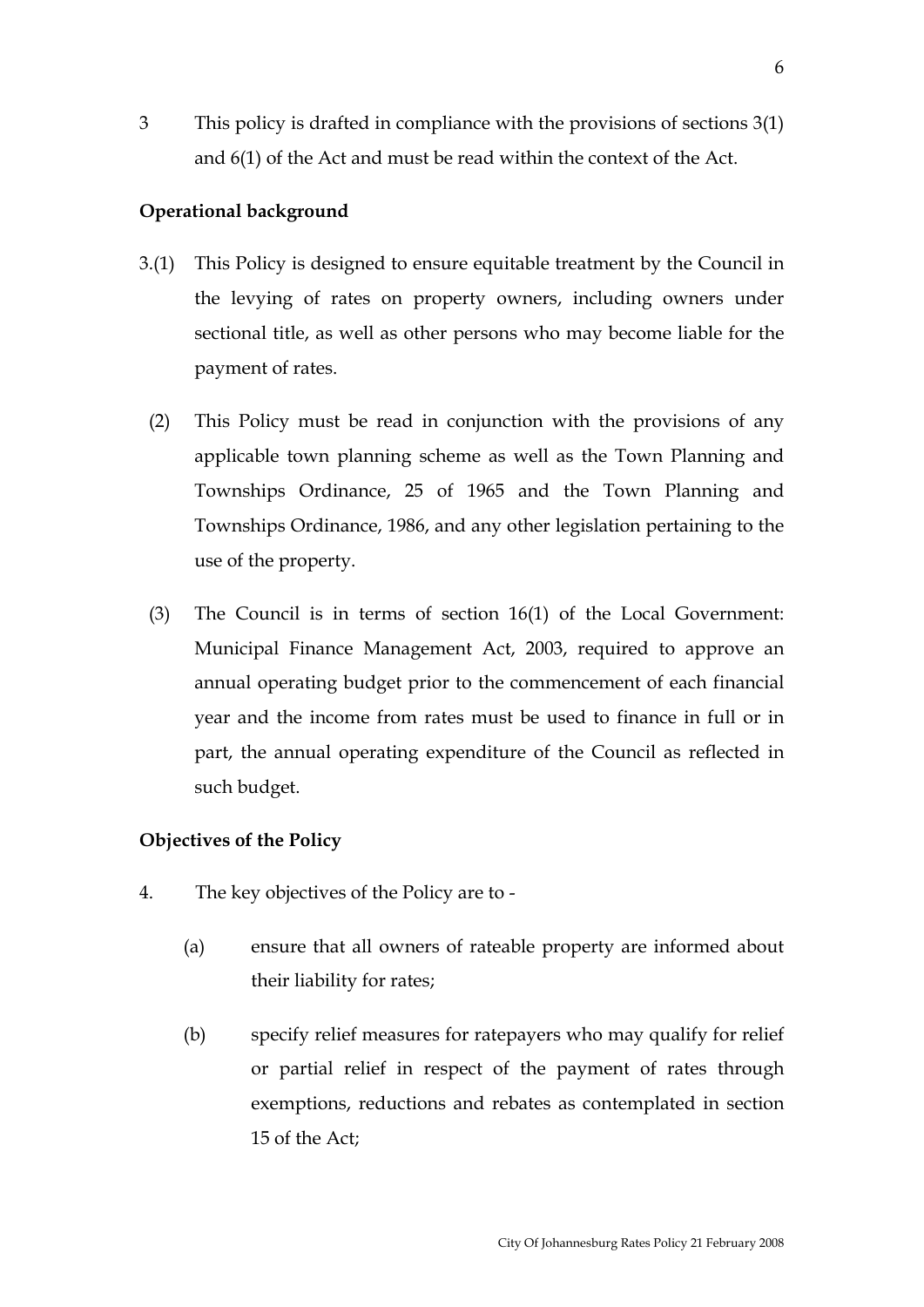3 This policy is drafted in compliance with the provisions of sections 3(1) and 6(1) of the Act and must be read within the context of the Act.

**Operational background**

3.(1) This Policy is designed to ensure equitable treatment by the Council in the levying of rates on property owners, including owners under sectional title, as well as other persons who may become liable for the payment of rates.

(2) This Policy must be read in conjunction with the provisions of any applicable town planning scheme as well as the Town Planning and Townships Ordinance, 25 of 1965 and the Town Planning and Townships Ordinance, 1986, and any other legislation pertaining to the use of the property.

(3) The Council is in terms of section 16(1) of the Local Government: Municipal Finance Management Act, 2003, required to approve an annual operating budget prior to the commencement of each financial year and the income from rates must be used to finance in full or in part, the annual operating expenditure of the Council as reflected in such budget.

**Objectives of the Policy**

4. The key objectives of the Policy are to -

(a) ensure that all owners of rateable property are informed about their liability for rates;

(b) specify relief measures for ratepayers who may qualify for relief or partial relief in respect of the payment of rates through exemptions, reductions and rebates as contemplated in section 15 of the Act;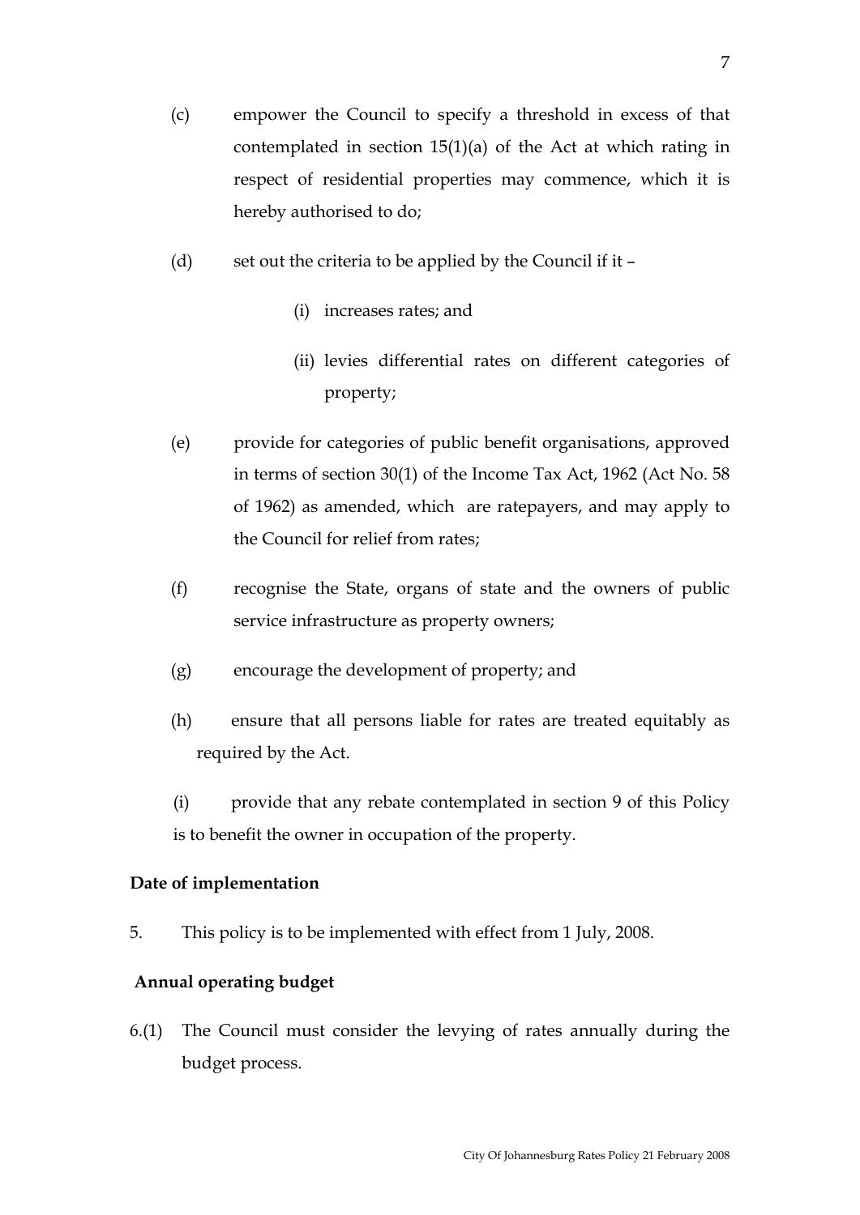(c) empower the Council to specify a threshold in excess of that contemplated in section 15(1)(a) of the Act at which rating in respect of residential properties may commence, which it is hereby authorised to do;

(d) set out the criteria to be applied by the Council if it –

  (i) increases rates; and

  (ii) levies differential rates on different categories of property;

(e) provide for categories of public benefit organisations, approved in terms of section 30(1) of the Income Tax Act, 1962 (Act No. 58 of 1962) as amended, which are ratepayers, and may apply to the Council for relief from rates;

(f) recognise the State, organs of state and the owners of public service infrastructure as property owners;

(g) encourage the development of property; and

(h) ensure that all persons liable for rates are treated equitably as required by the Act.

(i) provide that any rebate contemplated in section 9 of this Policy is to benefit the owner in occupation of the property.

**Date of implementation**

5. This policy is to be implemented with effect from 1 July, 2008.

**Annual operating budget**

6.(1) The Council must consider the levying of rates annually during the budget process.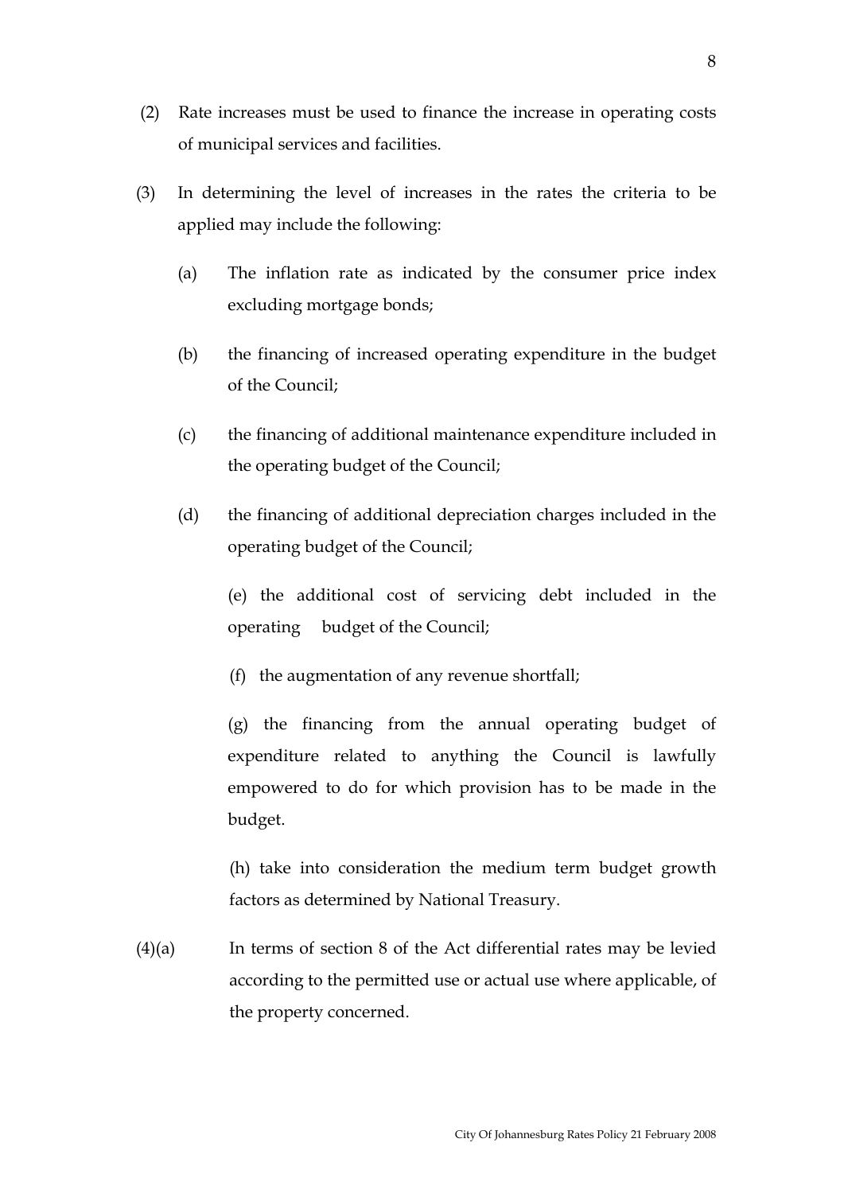(2) Rate increases must be used to finance the increase in operating costs of municipal services and facilities.

(3) In determining the level of increases in the rates the criteria to be applied may include the following:

(a) The inflation rate as indicated by the consumer price index excluding mortgage bonds;

(b) the financing of increased operating expenditure in the budget of the Council;

(c) the financing of additional maintenance expenditure included in the operating budget of the Council;

(d) the financing of additional depreciation charges included in the operating budget of the Council;

(e) the additional cost of servicing debt included in the operating budget of the Council;

(f) the augmentation of any revenue shortfall;

(g) the financing from the annual operating budget of expenditure related to anything the Council is lawfully empowered to do for which provision has to be made in the budget.

(h) take into consideration the medium term budget growth factors as determined by National Treasury.

(4)(a) In terms of section 8 of the Act differential rates may be levied according to the permitted use or actual use where applicable, of the property concerned.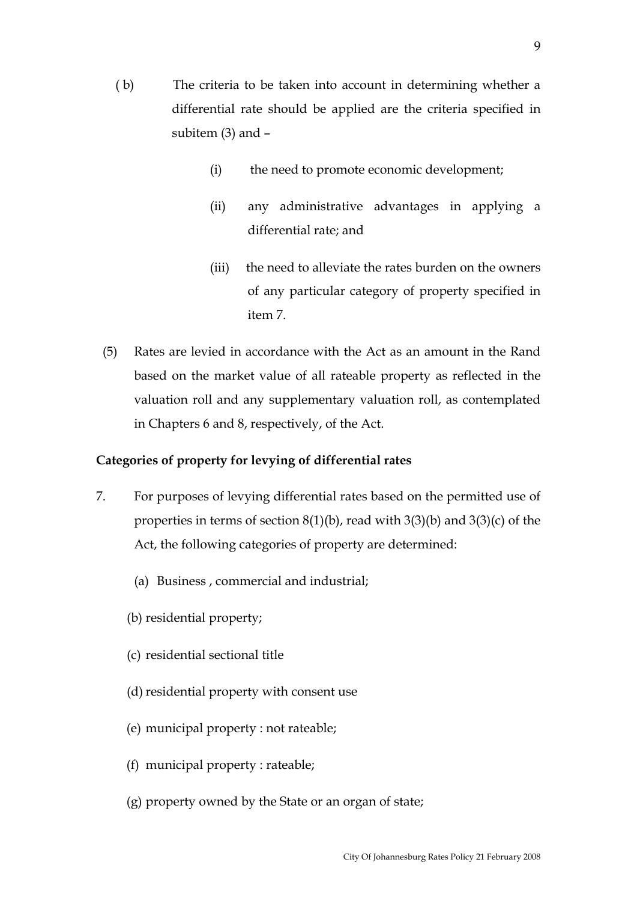(b) The criteria to be taken into account in determining whether a differential rate should be applied are the criteria specified in subitem (3) and –

   (i) the need to promote economic development;

   (ii) any administrative advantages in applying a differential rate; and

   (iii) the need to alleviate the rates burden on the owners of any particular category of property specified in item 7.

(5) Rates are levied in accordance with the Act as an amount in the Rand based on the market value of all rateable property as reflected in the valuation roll and any supplementary valuation roll, as contemplated in Chapters 6 and 8, respectively, of the Act.

**Categories of property for levying of differential rates**

7. For purposes of levying differential rates based on the permitted use of properties in terms of section 8(1)(b), read with 3(3)(b) and 3(3)(c) of the Act, the following categories of property are determined:

   (a) Business , commercial and industrial;

   (b) residential property;

   (c) residential sectional title

   (d) residential property with consent use

   (e) municipal property : not rateable;

   (f) municipal property : rateable;

   (g) property owned by the State or an organ of state;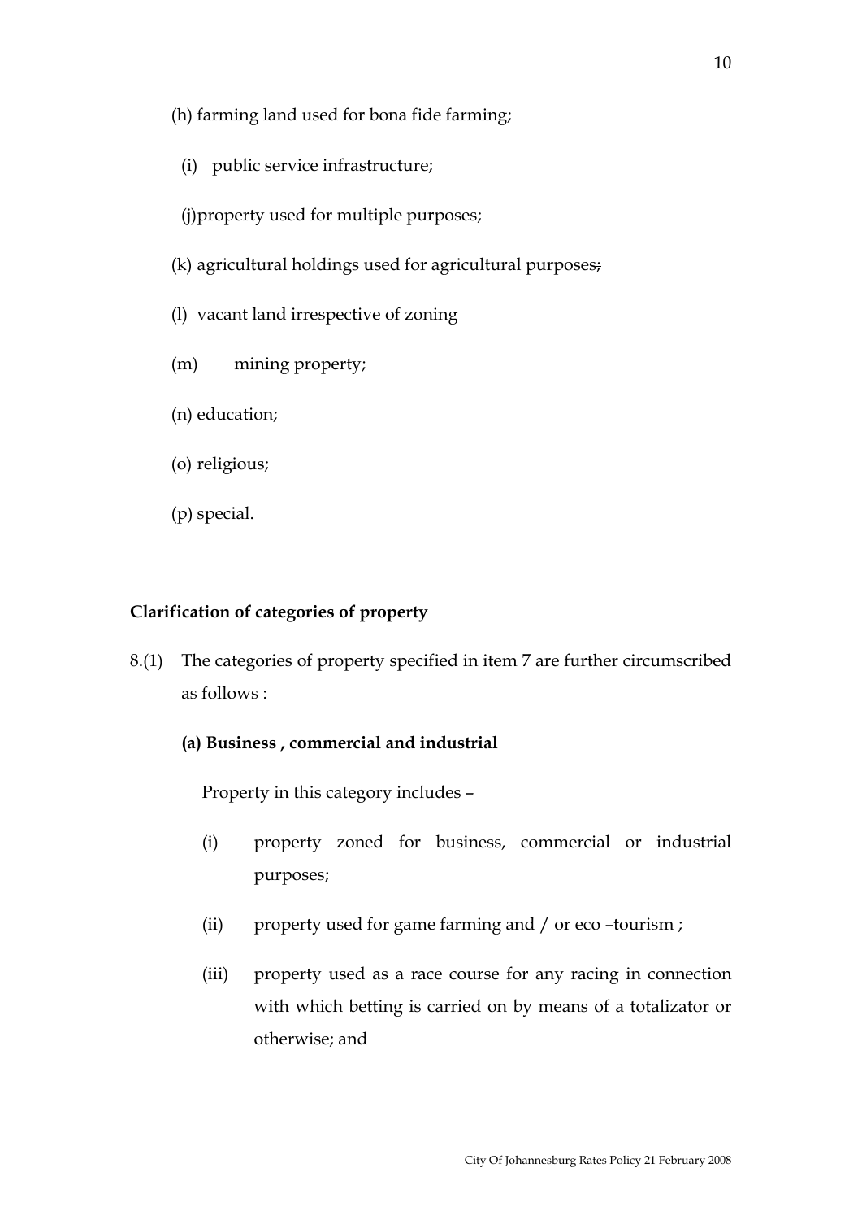(h) farming land used for bona fide farming;

(i) public service infrastructure;

(j)property used for multiple purposes;

(k) agricultural holdings used for agricultural purposes;

(l) vacant land irrespective of zoning

(m) mining property;

(n) education;

(o) religious;

(p) special.

**Clarification of categories of property**

8.(1) The categories of property specified in item 7 are further circumscribed as follows :

**(a) Business , commercial and industrial**

Property in this category includes –

(i) property zoned for business, commercial or industrial purposes;

(ii) property used for game farming and / or eco –tourism ;

(iii) property used as a race course for any racing in connection with which betting is carried on by means of a totalizator or otherwise; and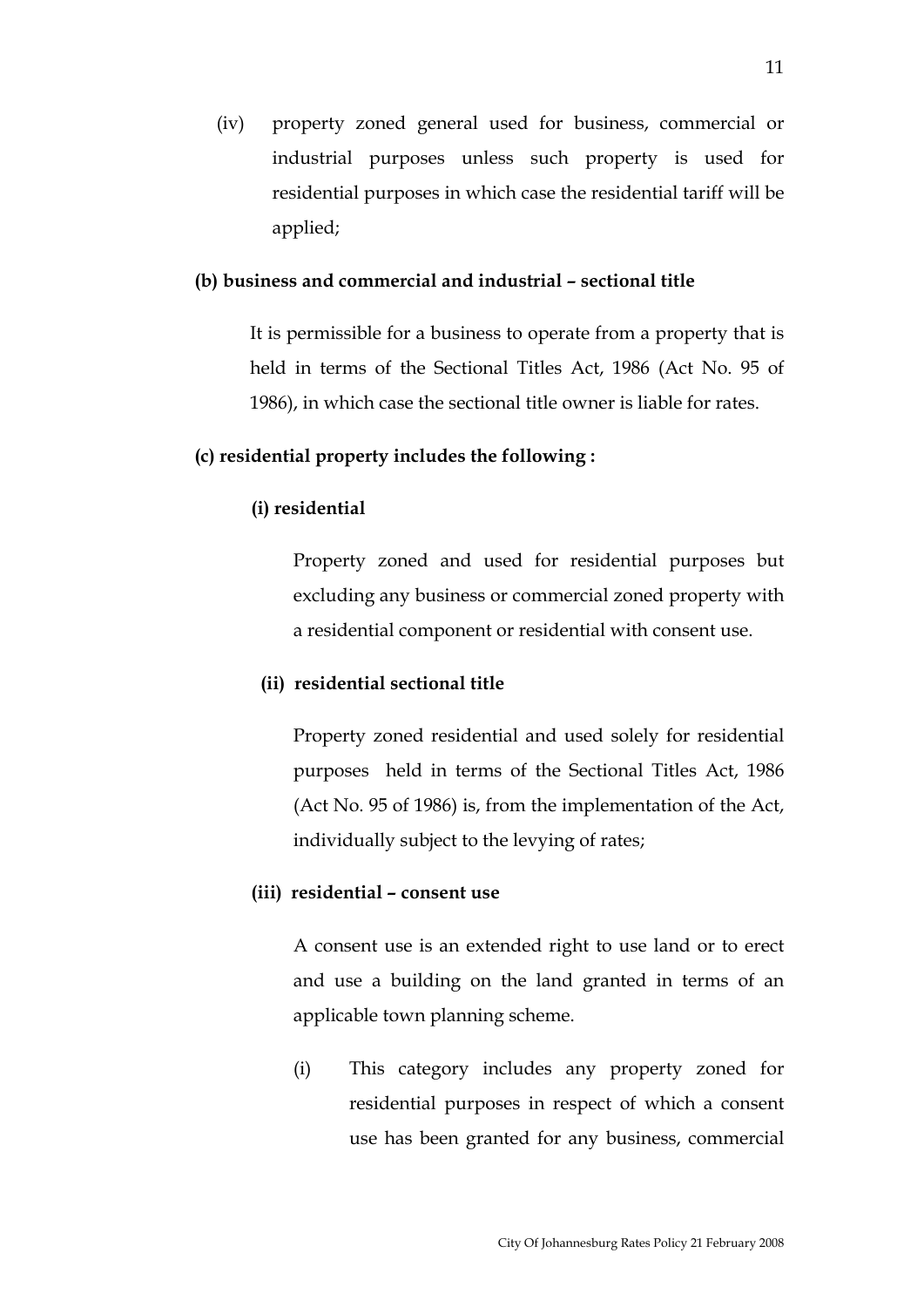(iv) property zoned general used for business, commercial or industrial purposes unless such property is used for residential purposes in which case the residential tariff will be applied;

**(b) business and commercial and industrial – sectional title**

It is permissible for a business to operate from a property that is held in terms of the Sectional Titles Act, 1986 (Act No. 95 of 1986), in which case the sectional title owner is liable for rates.

**(c) residential property includes the following :**

**(i) residential**

Property zoned and used for residential purposes but excluding any business or commercial zoned property with a residential component or residential with consent use.

**(ii) residential sectional title**

Property zoned residential and used solely for residential purposes held in terms of the Sectional Titles Act, 1986 (Act No. 95 of 1986) is, from the implementation of the Act, individually subject to the levying of rates;

**(iii) residential – consent use**

A consent use is an extended right to use land or to erect and use a building on the land granted in terms of an applicable town planning scheme.

(i) This category includes any property zoned for residential purposes in respect of which a consent use has been granted for any business, commercial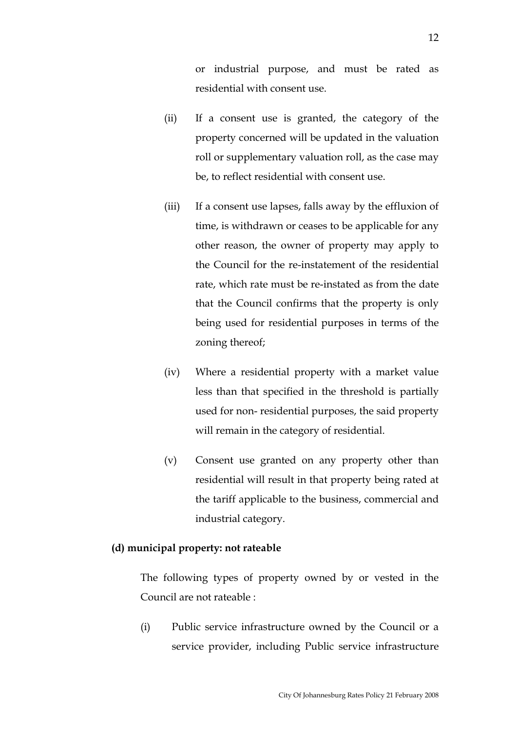or industrial purpose, and must be rated as residential with consent use.

(ii) If a consent use is granted, the category of the property concerned will be updated in the valuation roll or supplementary valuation roll, as the case may be, to reflect residential with consent use.

(iii) If a consent use lapses, falls away by the effluxion of time, is withdrawn or ceases to be applicable for any other reason, the owner of property may apply to the Council for the re-instatement of the residential rate, which rate must be re-instated as from the date that the Council confirms that the property is only being used for residential purposes in terms of the zoning thereof;

(iv) Where a residential property with a market value less than that specified in the threshold is partially used for non- residential purposes, the said property will remain in the category of residential.

(v) Consent use granted on any property other than residential will result in that property being rated at the tariff applicable to the business, commercial and industrial category.

**(d) municipal property: not rateable**

The following types of property owned by or vested in the Council are not rateable :

(i) Public service infrastructure owned by the Council or a service provider, including Public service infrastructure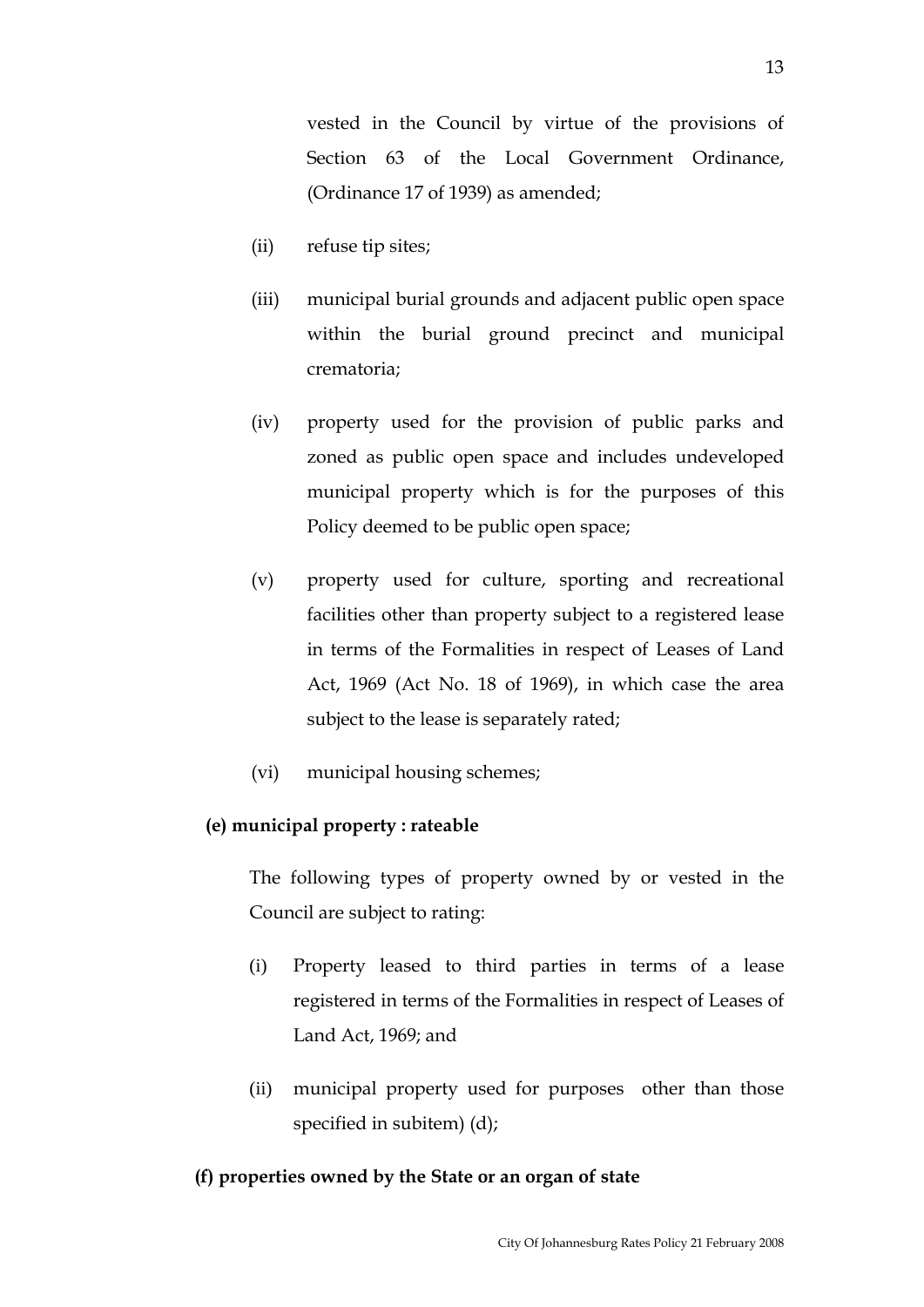vested in the Council by virtue of the provisions of Section 63 of the Local Government Ordinance, (Ordinance 17 of 1939) as amended;

(ii) refuse tip sites;

(iii) municipal burial grounds and adjacent public open space within the burial ground precinct and municipal crematoria;

(iv) property used for the provision of public parks and zoned as public open space and includes undeveloped municipal property which is for the purposes of this Policy deemed to be public open space;

(v) property used for culture, sporting and recreational facilities other than property subject to a registered lease in terms of the Formalities in respect of Leases of Land Act, 1969 (Act No. 18 of 1969), in which case the area subject to the lease is separately rated;

(vi) municipal housing schemes;

**(e) municipal property : rateable**

The following types of property owned by or vested in the Council are subject to rating:

(i) Property leased to third parties in terms of a lease registered in terms of the Formalities in respect of Leases of Land Act, 1969; and

(ii) municipal property used for purposes other than those specified in subitem) (d);

**(f) properties owned by the State or an organ of state**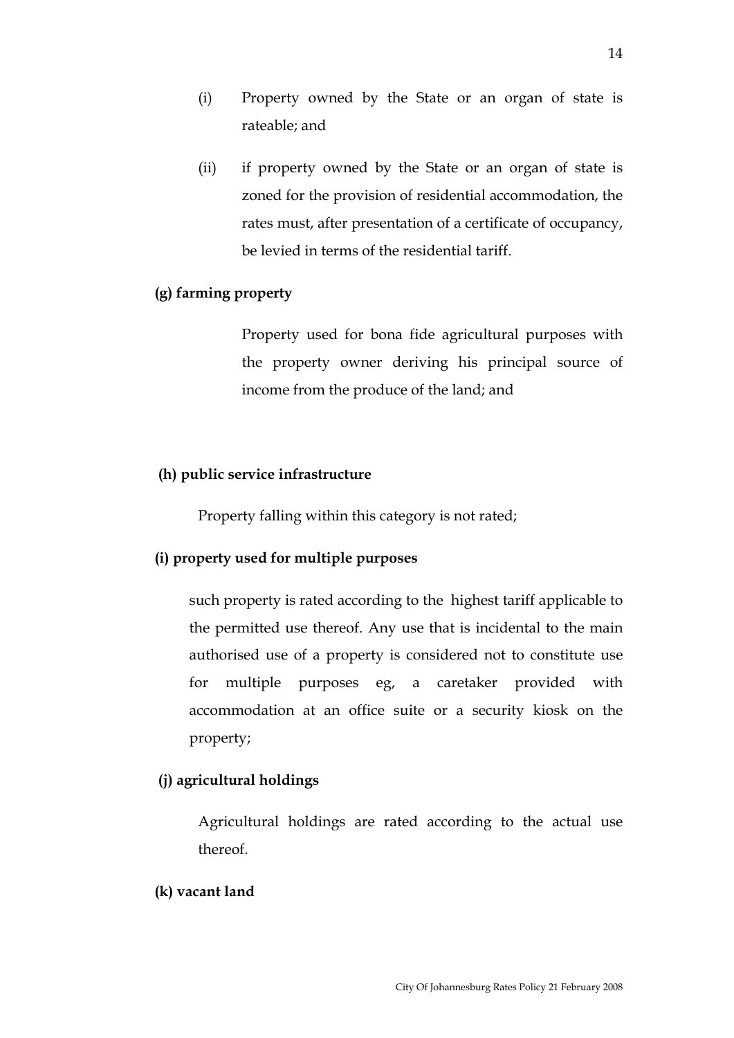(i) Property owned by the State or an organ of state is rateable; and

(ii) if property owned by the State or an organ of state is zoned for the provision of residential accommodation, the rates must, after presentation of a certificate of occupancy, be levied in terms of the residential tariff.

**(g) farming property**

Property used for bona fide agricultural purposes with the property owner deriving his principal source of income from the produce of the land; and

**(h) public service infrastructure**

Property falling within this category is not rated;

**(i) property used for multiple purposes**

such property is rated according to the highest tariff applicable to the permitted use thereof. Any use that is incidental to the main authorised use of a property is considered not to constitute use for multiple purposes eg, a caretaker provided with accommodation at an office suite or a security kiosk on the property;

**(j) agricultural holdings**

Agricultural holdings are rated according to the actual use thereof.

**(k) vacant land**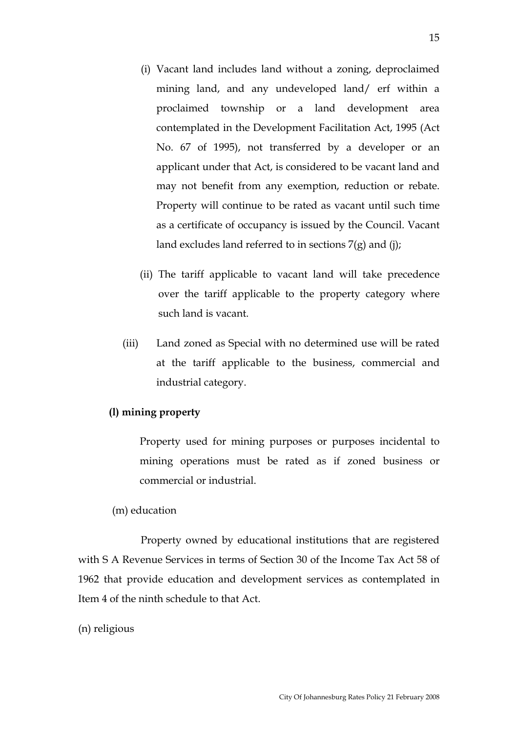(i) Vacant land includes land without a zoning, deproclaimed mining land, and any undeveloped land/ erf within a proclaimed township or a land development area contemplated in the Development Facilitation Act, 1995 (Act No. 67 of 1995), not transferred by a developer or an applicant under that Act, is considered to be vacant land and may not benefit from any exemption, reduction or rebate. Property will continue to be rated as vacant until such time as a certificate of occupancy is issued by the Council. Vacant land excludes land referred to in sections 7(g) and (j);

(ii) The tariff applicable to vacant land will take precedence over the tariff applicable to the property category where such land is vacant.

(iii) Land zoned as Special with no determined use will be rated at the tariff applicable to the business, commercial and industrial category.

**(l) mining property**

Property used for mining purposes or purposes incidental to mining operations must be rated as if zoned business or commercial or industrial.

(m) education

Property owned by educational institutions that are registered with S A Revenue Services in terms of Section 30 of the Income Tax Act 58 of 1962 that provide education and development services as contemplated in Item 4 of the ninth schedule to that Act.

(n) religious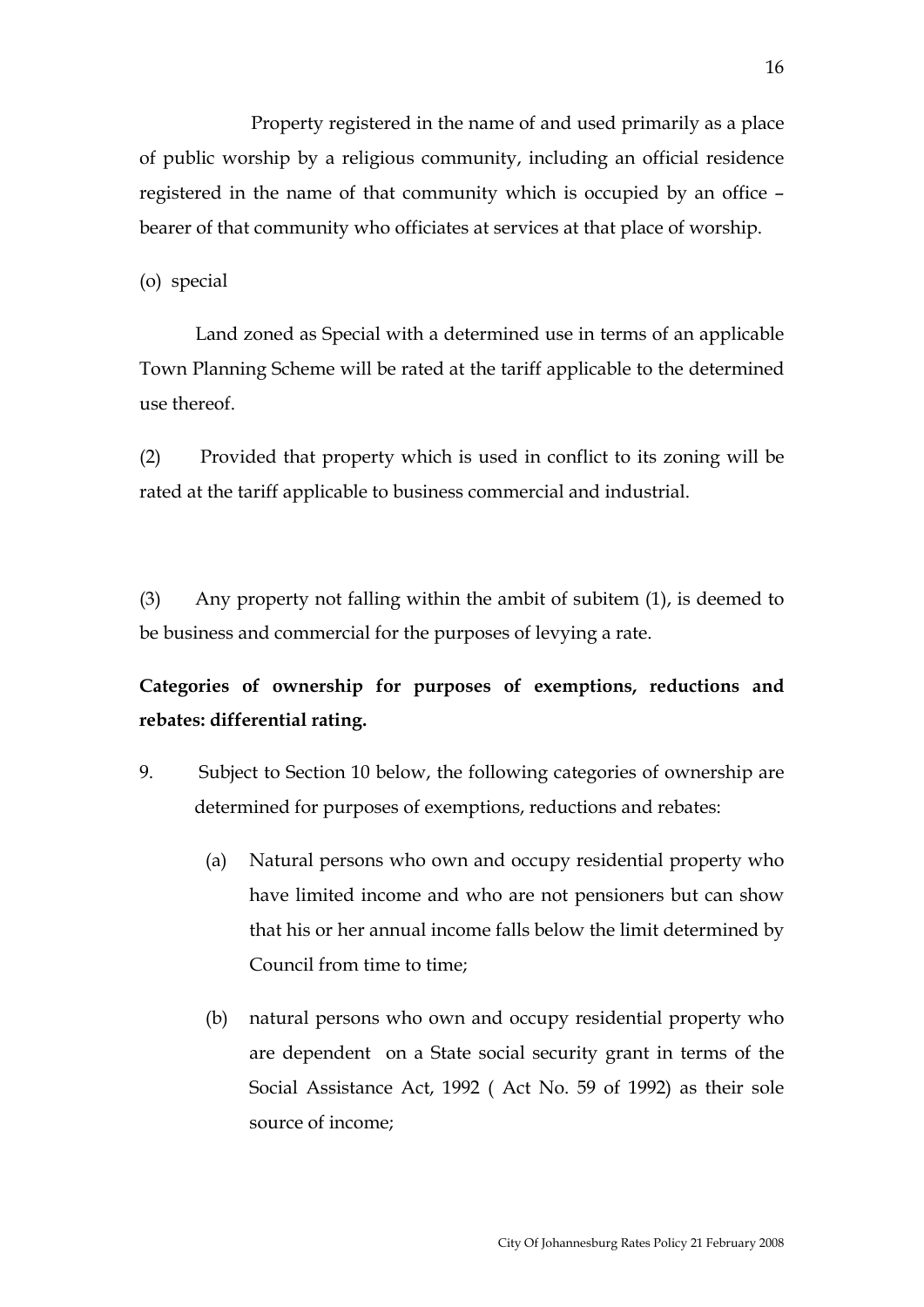Property registered in the name of and used primarily as a place of public worship by a religious community, including an official residence registered in the name of that community which is occupied by an office – bearer of that community who officiates at services at that place of worship.

(o) special

Land zoned as Special with a determined use in terms of an applicable Town Planning Scheme will be rated at the tariff applicable to the determined use thereof.

(2) Provided that property which is used in conflict to its zoning will be rated at the tariff applicable to business commercial and industrial.

(3) Any property not falling within the ambit of subitem (1), is deemed to be business and commercial for the purposes of levying a rate.

**Categories of ownership for purposes of exemptions, reductions and rebates: differential rating.**

9. Subject to Section 10 below, the following categories of ownership are determined for purposes of exemptions, reductions and rebates:

   (a) Natural persons who own and occupy residential property who have limited income and who are not pensioners but can show that his or her annual income falls below the limit determined by Council from time to time;

   (b) natural persons who own and occupy residential property who are dependent on a State social security grant in terms of the Social Assistance Act, 1992 ( Act No. 59 of 1992) as their sole source of income;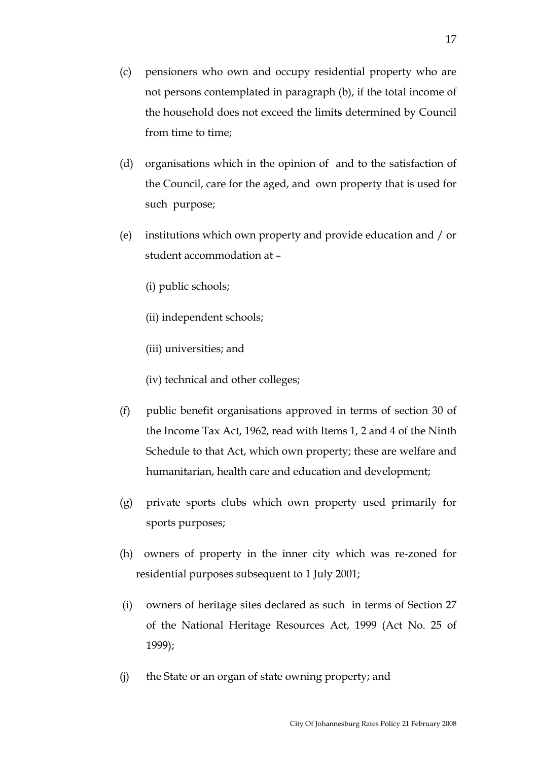(c) pensioners who own and occupy residential property who are not persons contemplated in paragraph (b), if the total income of the household does not exceed the limits determined by Council from time to time;

(d) organisations which in the opinion of and to the satisfaction of the Council, care for the aged, and own property that is used for such purpose;

(e) institutions which own property and provide education and / or student accommodation at –

(i) public schools;

(ii) independent schools;

(iii) universities; and

(iv) technical and other colleges;

(f) public benefit organisations approved in terms of section 30 of the Income Tax Act, 1962, read with Items 1, 2 and 4 of the Ninth Schedule to that Act, which own property; these are welfare and humanitarian, health care and education and development;

(g) private sports clubs which own property used primarily for sports purposes;

(h) owners of property in the inner city which was re-zoned for residential purposes subsequent to 1 July 2001;

(i) owners of heritage sites declared as such in terms of Section 27 of the National Heritage Resources Act, 1999 (Act No. 25 of 1999);

(j) the State or an organ of state owning property; and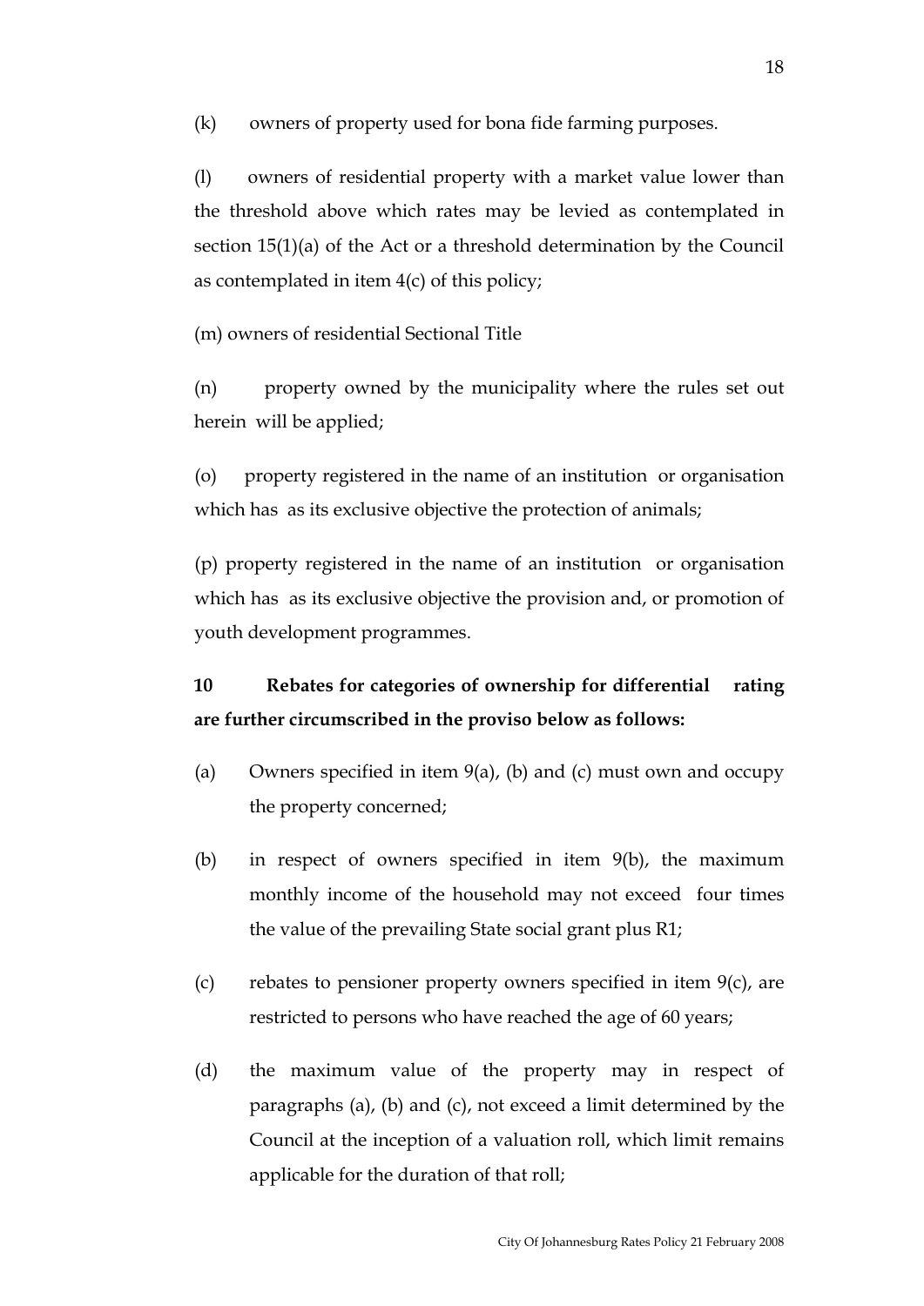(k) owners of property used for bona fide farming purposes.

(l) owners of residential property with a market value lower than the threshold above which rates may be levied as contemplated in section 15(1)(a) of the Act or a threshold determination by the Council as contemplated in item 4(c) of this policy;

(m) owners of residential Sectional Title

(n) property owned by the municipality where the rules set out herein will be applied;

(o) property registered in the name of an institution or organisation which has as its exclusive objective the protection of animals;

(p) property registered in the name of an institution or organisation which has as its exclusive objective the provision and, or promotion of youth development programmes.

**10 Rebates for categories of ownership for differential rating are further circumscribed in the proviso below as follows:**

(a) Owners specified in item 9(a), (b) and (c) must own and occupy the property concerned;

(b) in respect of owners specified in item 9(b), the maximum monthly income of the household may not exceed four times the value of the prevailing State social grant plus R1;

(c) rebates to pensioner property owners specified in item 9(c), are restricted to persons who have reached the age of 60 years;

(d) the maximum value of the property may in respect of paragraphs (a), (b) and (c), not exceed a limit determined by the Council at the inception of a valuation roll, which limit remains applicable for the duration of that roll;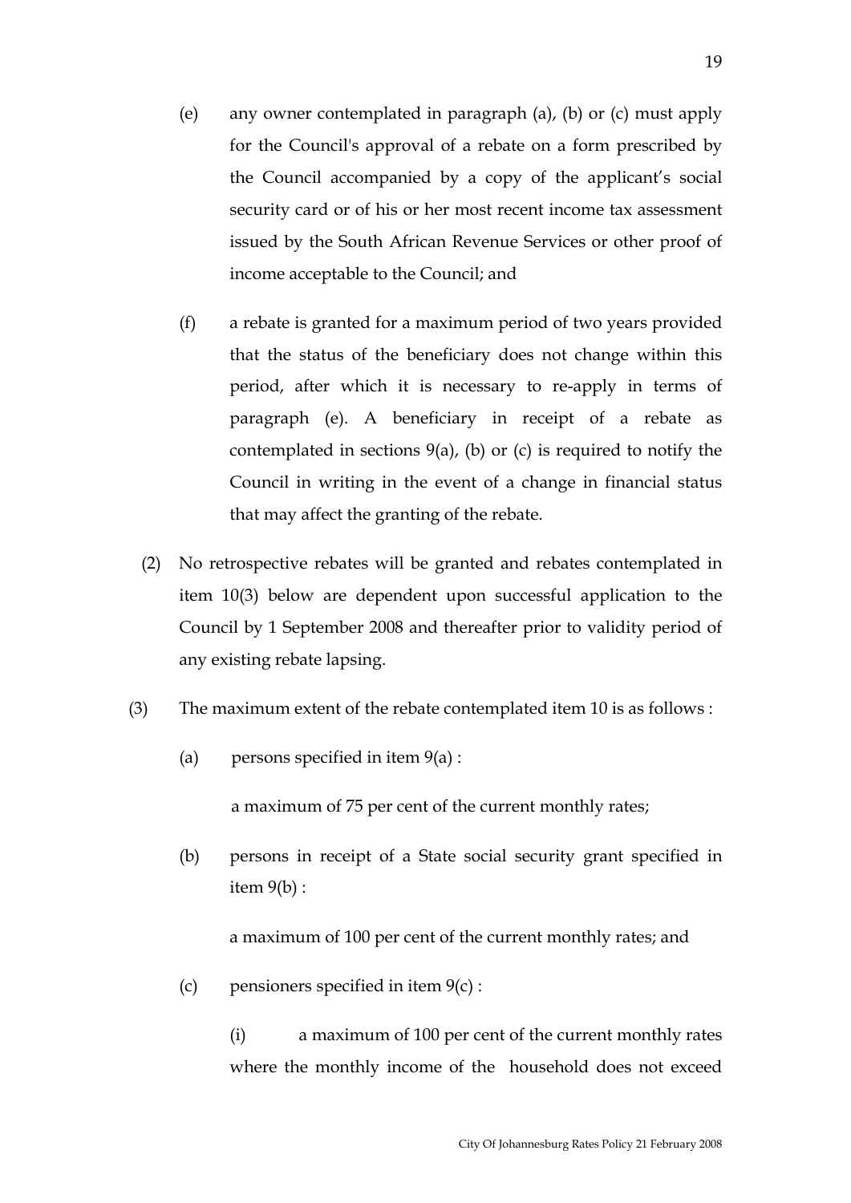(e) any owner contemplated in paragraph (a), (b) or (c) must apply for the Council's approval of a rebate on a form prescribed by the Council accompanied by a copy of the applicant's social security card or of his or her most recent income tax assessment issued by the South African Revenue Services or other proof of income acceptable to the Council; and

(f) a rebate is granted for a maximum period of two years provided that the status of the beneficiary does not change within this period, after which it is necessary to re-apply in terms of paragraph (e). A beneficiary in receipt of a rebate as contemplated in sections 9(a), (b) or (c) is required to notify the Council in writing in the event of a change in financial status that may affect the granting of the rebate.

(2) No retrospective rebates will be granted and rebates contemplated in item 10(3) below are dependent upon successful application to the Council by 1 September 2008 and thereafter prior to validity period of any existing rebate lapsing.

(3) The maximum extent of the rebate contemplated item 10 is as follows :

(a) persons specified in item 9(a) :

a maximum of 75 per cent of the current monthly rates;

(b) persons in receipt of a State social security grant specified in item 9(b) :

a maximum of 100 per cent of the current monthly rates; and

(c) pensioners specified in item 9(c) :

(i) a maximum of 100 per cent of the current monthly rates where the monthly income of the household does not exceed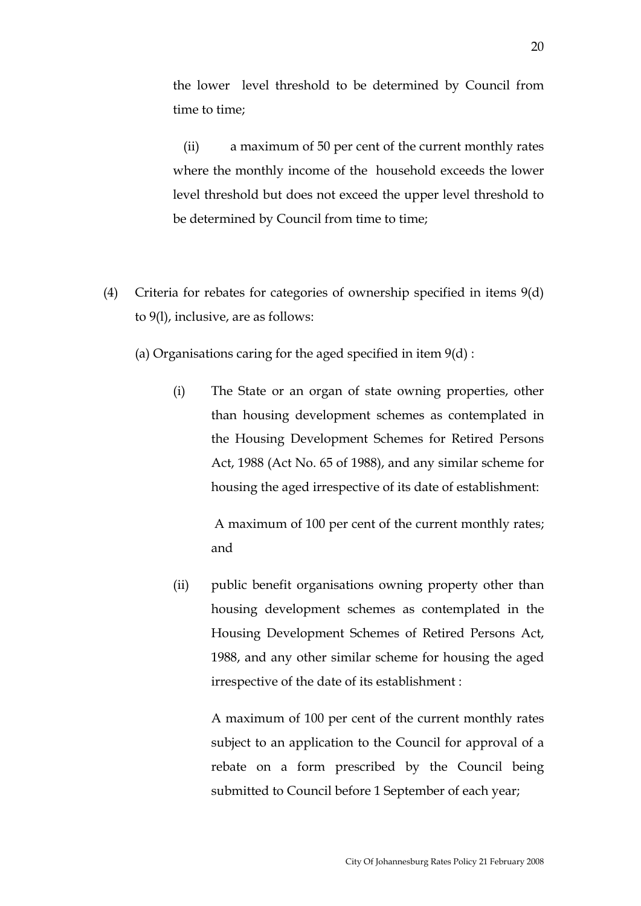the lower level threshold to be determined by Council from time to time;

(ii) a maximum of 50 per cent of the current monthly rates where the monthly income of the household exceeds the lower level threshold but does not exceed the upper level threshold to be determined by Council from time to time;

(4) Criteria for rebates for categories of ownership specified in items 9(d) to 9(l), inclusive, are as follows:

(a) Organisations caring for the aged specified in item 9(d) :

(i) The State or an organ of state owning properties, other than housing development schemes as contemplated in the Housing Development Schemes for Retired Persons Act, 1988 (Act No. 65 of 1988), and any similar scheme for housing the aged irrespective of its date of establishment:

A maximum of 100 per cent of the current monthly rates; and

(ii) public benefit organisations owning property other than housing development schemes as contemplated in the Housing Development Schemes of Retired Persons Act, 1988, and any other similar scheme for housing the aged irrespective of the date of its establishment :

A maximum of 100 per cent of the current monthly rates subject to an application to the Council for approval of a rebate on a form prescribed by the Council being submitted to Council before 1 September of each year;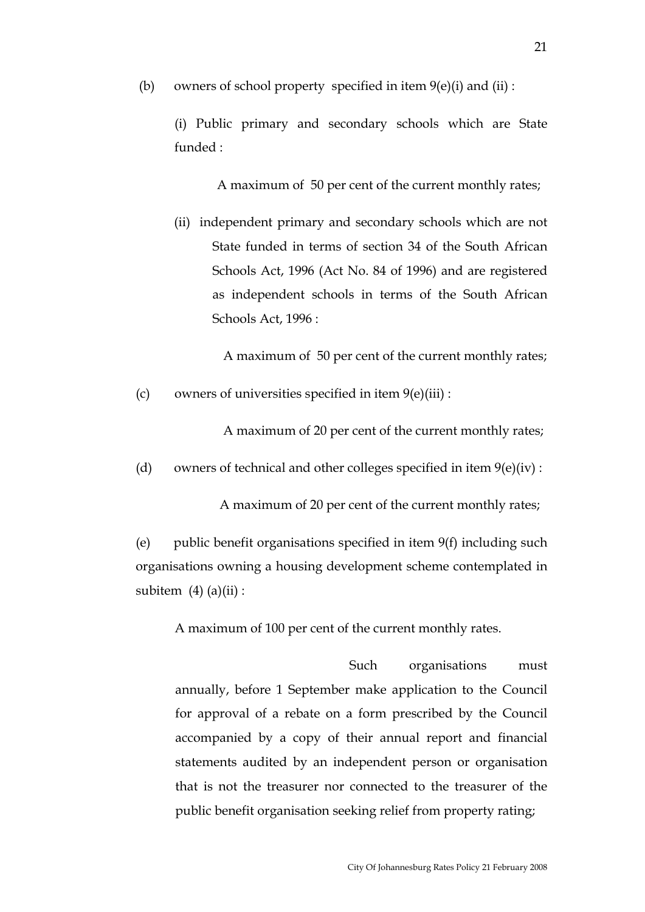(b) owners of school property specified in item 9(e)(i) and (ii) :

(i) Public primary and secondary schools which are State funded :

A maximum of 50 per cent of the current monthly rates;

(ii) independent primary and secondary schools which are not State funded in terms of section 34 of the South African Schools Act, 1996 (Act No. 84 of 1996) and are registered as independent schools in terms of the South African Schools Act, 1996 :

A maximum of 50 per cent of the current monthly rates;

(c) owners of universities specified in item 9(e)(iii) :

A maximum of 20 per cent of the current monthly rates;

(d) owners of technical and other colleges specified in item 9(e)(iv) :

A maximum of 20 per cent of the current monthly rates;

(e) public benefit organisations specified in item 9(f) including such organisations owning a housing development scheme contemplated in subitem (4) (a)(ii) :

A maximum of 100 per cent of the current monthly rates.

Such organisations must annually, before 1 September make application to the Council for approval of a rebate on a form prescribed by the Council accompanied by a copy of their annual report and financial statements audited by an independent person or organisation that is not the treasurer nor connected to the treasurer of the public benefit organisation seeking relief from property rating;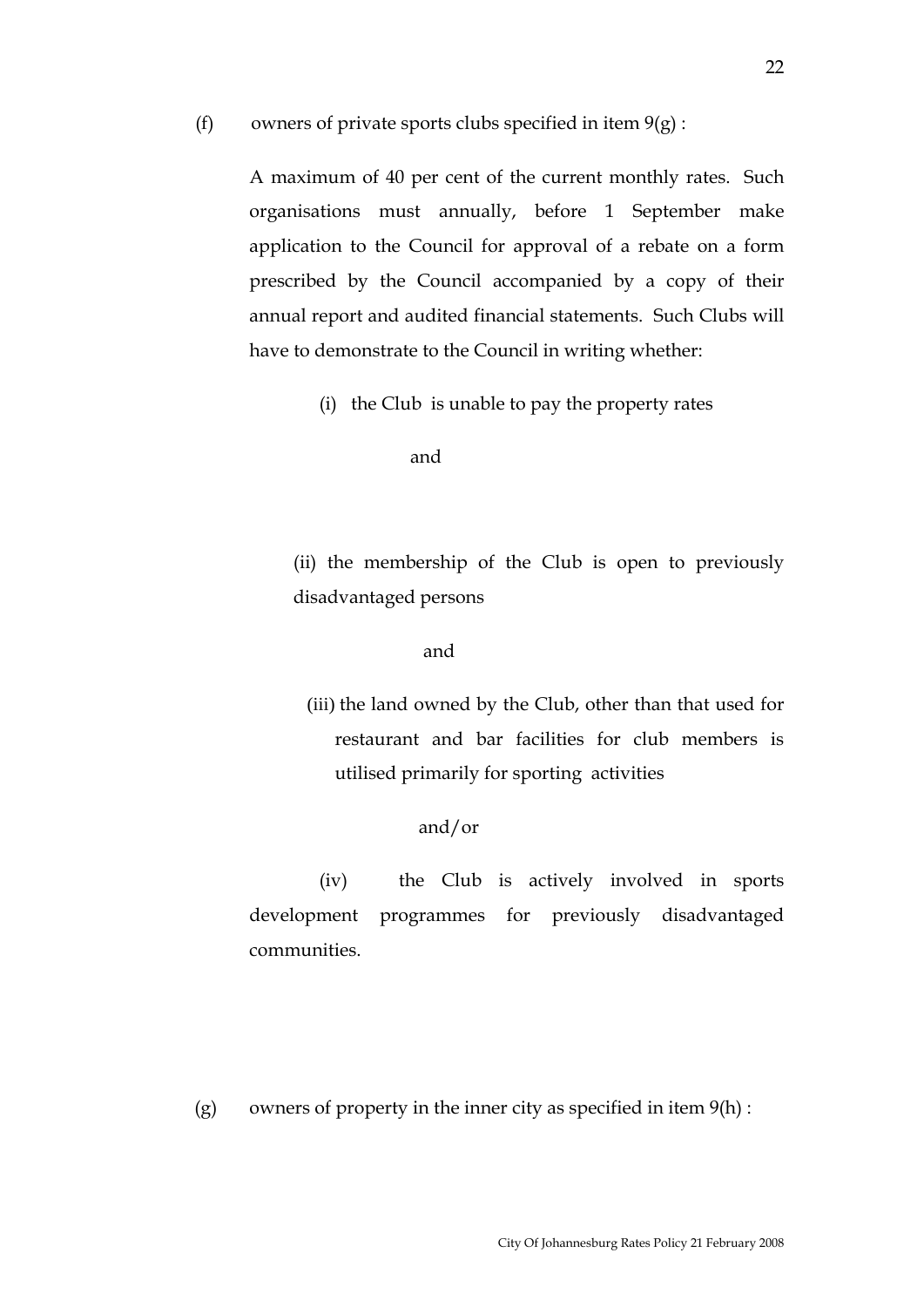(f) owners of private sports clubs specified in item 9(g) :

A maximum of 40 per cent of the current monthly rates. Such organisations must annually, before 1 September make application to the Council for approval of a rebate on a form prescribed by the Council accompanied by a copy of their annual report and audited financial statements. Such Clubs will have to demonstrate to the Council in writing whether:

(i) the Club is unable to pay the property rates

and

(ii) the membership of the Club is open to previously disadvantaged persons

and

(iii) the land owned by the Club, other than that used for restaurant and bar facilities for club members is utilised primarily for sporting activities

and/or

(iv) the Club is actively involved in sports development programmes for previously disadvantaged communities.

(g) owners of property in the inner city as specified in item 9(h) :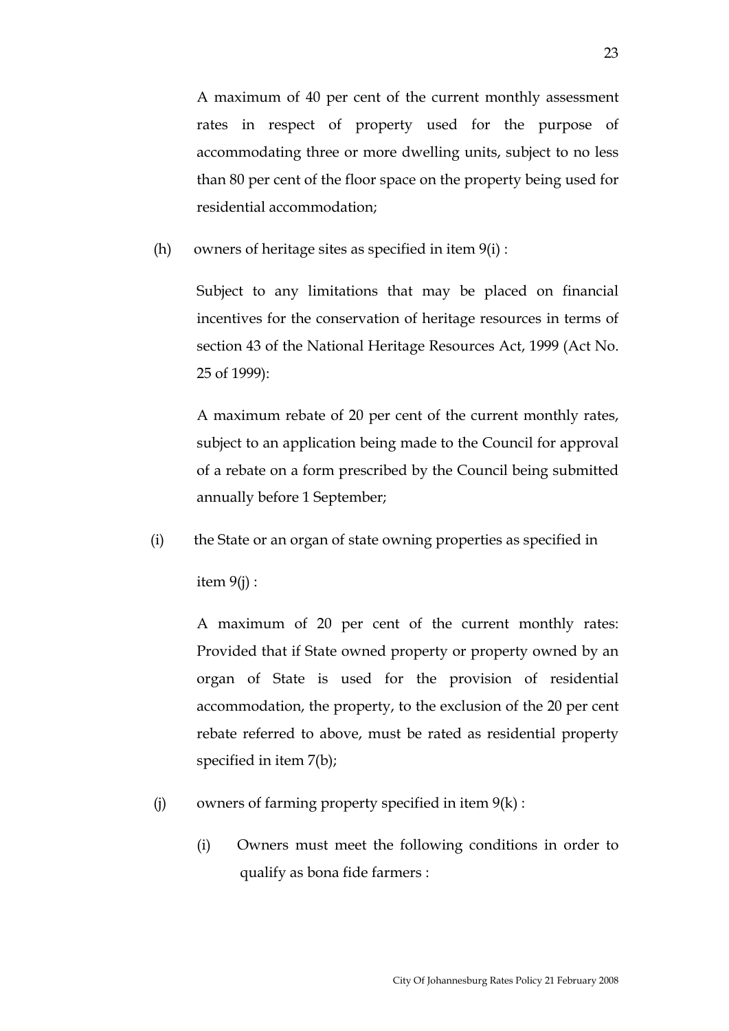A maximum of 40 per cent of the current monthly assessment rates in respect of property used for the purpose of accommodating three or more dwelling units, subject to no less than 80 per cent of the floor space on the property being used for residential accommodation;

(h) owners of heritage sites as specified in item 9(i) :

Subject to any limitations that may be placed on financial incentives for the conservation of heritage resources in terms of section 43 of the National Heritage Resources Act, 1999 (Act No. 25 of 1999):

A maximum rebate of 20 per cent of the current monthly rates, subject to an application being made to the Council for approval of a rebate on a form prescribed by the Council being submitted annually before 1 September;

(i) the State or an organ of state owning properties as specified in item 9(j) :

A maximum of 20 per cent of the current monthly rates: Provided that if State owned property or property owned by an organ of State is used for the provision of residential accommodation, the property, to the exclusion of the 20 per cent rebate referred to above, must be rated as residential property specified in item 7(b);

(j) owners of farming property specified in item 9(k) :

(i) Owners must meet the following conditions in order to qualify as bona fide farmers :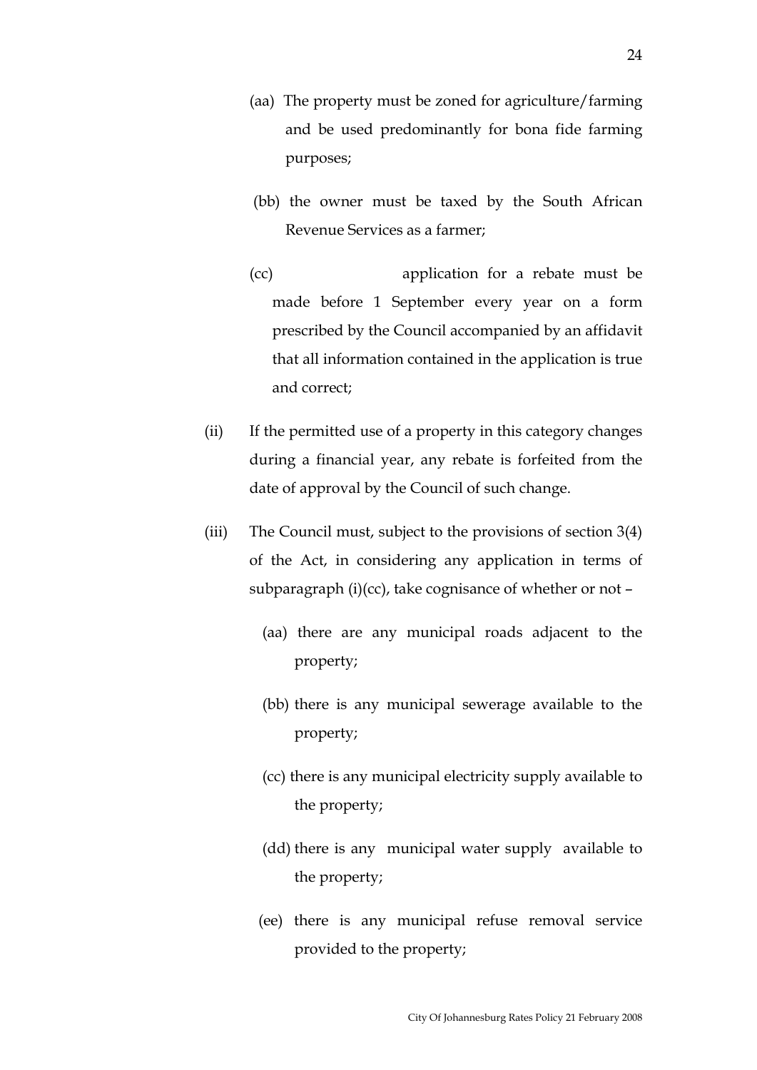(aa) The property must be zoned for agriculture/farming and be used predominantly for bona fide farming purposes;

(bb) the owner must be taxed by the South African Revenue Services as a farmer;

(cc) application for a rebate must be made before 1 September every year on a form prescribed by the Council accompanied by an affidavit that all information contained in the application is true and correct;

(ii) If the permitted use of a property in this category changes during a financial year, any rebate is forfeited from the date of approval by the Council of such change.

(iii) The Council must, subject to the provisions of section 3(4) of the Act, in considering any application in terms of subparagraph (i)(cc), take cognisance of whether or not –

(aa) there are any municipal roads adjacent to the property;

(bb) there is any municipal sewerage available to the property;

(cc) there is any municipal electricity supply available to the property;

(dd) there is any municipal water supply available to the property;

(ee) there is any municipal refuse removal service provided to the property;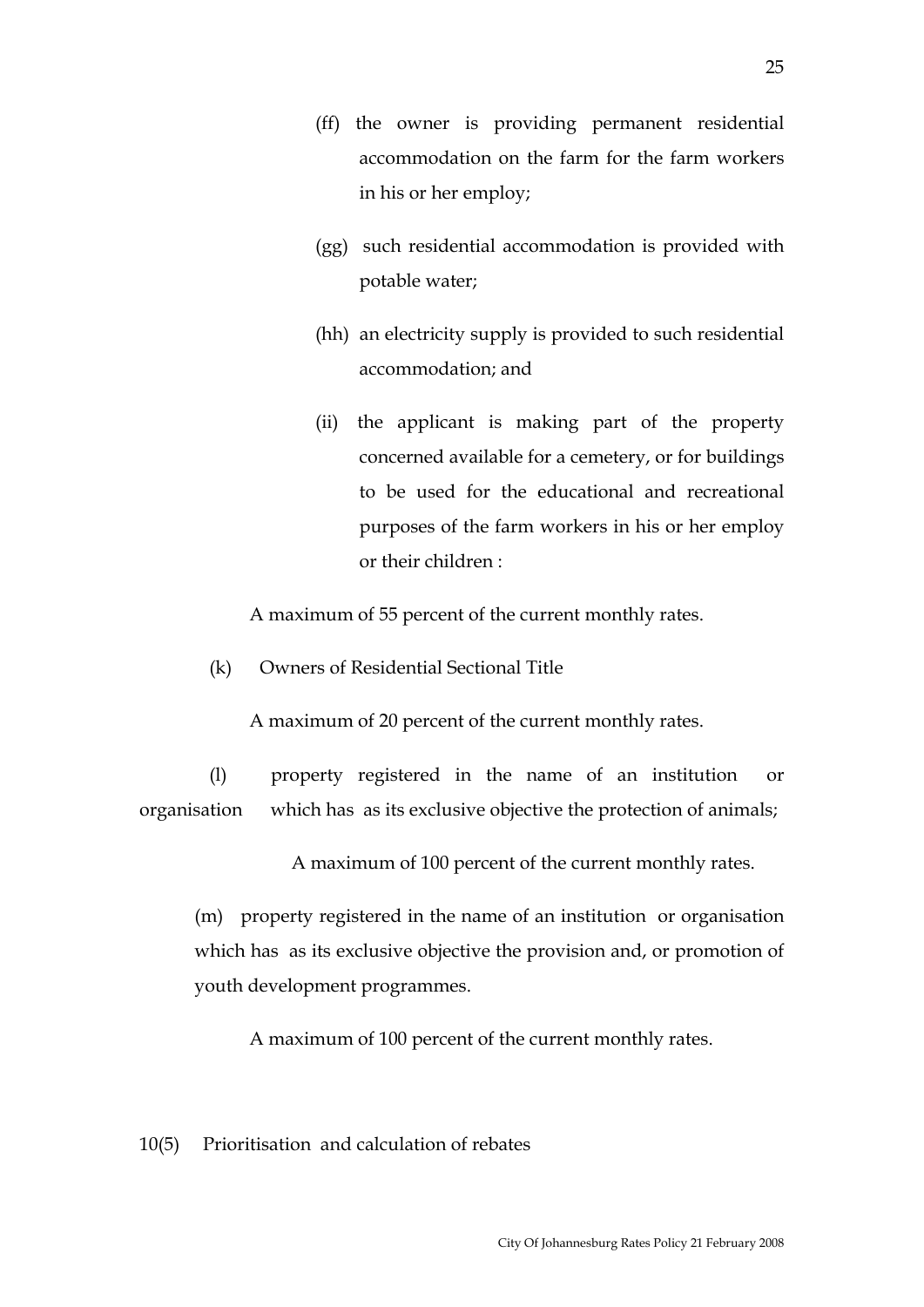(ff) the owner is providing permanent residential accommodation on the farm for the farm workers in his or her employ;

(gg) such residential accommodation is provided with potable water;

(hh) an electricity supply is provided to such residential accommodation; and

(ii) the applicant is making part of the property concerned available for a cemetery, or for buildings to be used for the educational and recreational purposes of the farm workers in his or her employ or their children :

A maximum of 55 percent of the current monthly rates.

(k) Owners of Residential Sectional Title

A maximum of 20 percent of the current monthly rates.

(l) property registered in the name of an institution or organisation which has as its exclusive objective the protection of animals;

A maximum of 100 percent of the current monthly rates.

(m) property registered in the name of an institution or organisation which has as its exclusive objective the provision and, or promotion of youth development programmes.

A maximum of 100 percent of the current monthly rates.

10(5) Prioritisation and calculation of rebates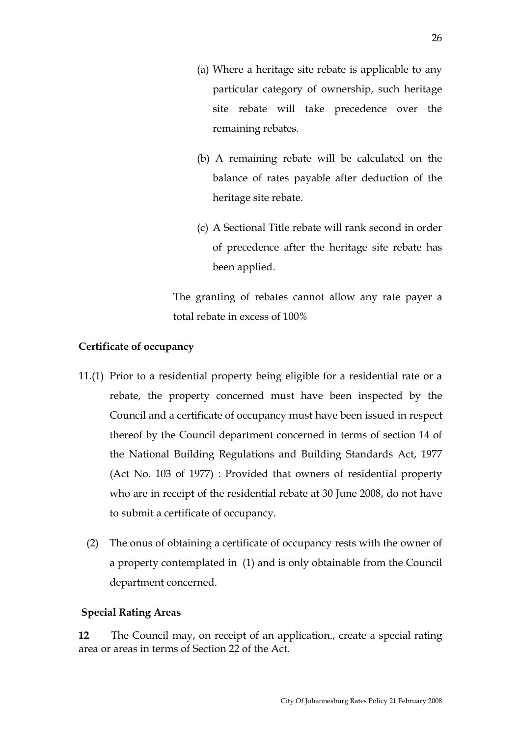(a) Where a heritage site rebate is applicable to any particular category of ownership, such heritage site rebate will take precedence over the remaining rebates.

(b) A remaining rebate will be calculated on the balance of rates payable after deduction of the heritage site rebate.

(c) A Sectional Title rebate will rank second in order of precedence after the heritage site rebate has been applied.

The granting of rebates cannot allow any rate payer a total rebate in excess of 100%

**Certificate of occupancy**

11.(1) Prior to a residential property being eligible for a residential rate or a rebate, the property concerned must have been inspected by the Council and a certificate of occupancy must have been issued in respect thereof by the Council department concerned in terms of section 14 of the National Building Regulations and Building Standards Act, 1977 (Act No. 103 of 1977) : Provided that owners of residential property who are in receipt of the residential rebate at 30 June 2008, do not have to submit a certificate of occupancy.

(2) The onus of obtaining a certificate of occupancy rests with the owner of a property contemplated in (1) and is only obtainable from the Council department concerned.

**Special Rating Areas**

**12** The Council may, on receipt of an application., create a special rating area or areas in terms of Section 22 of the Act.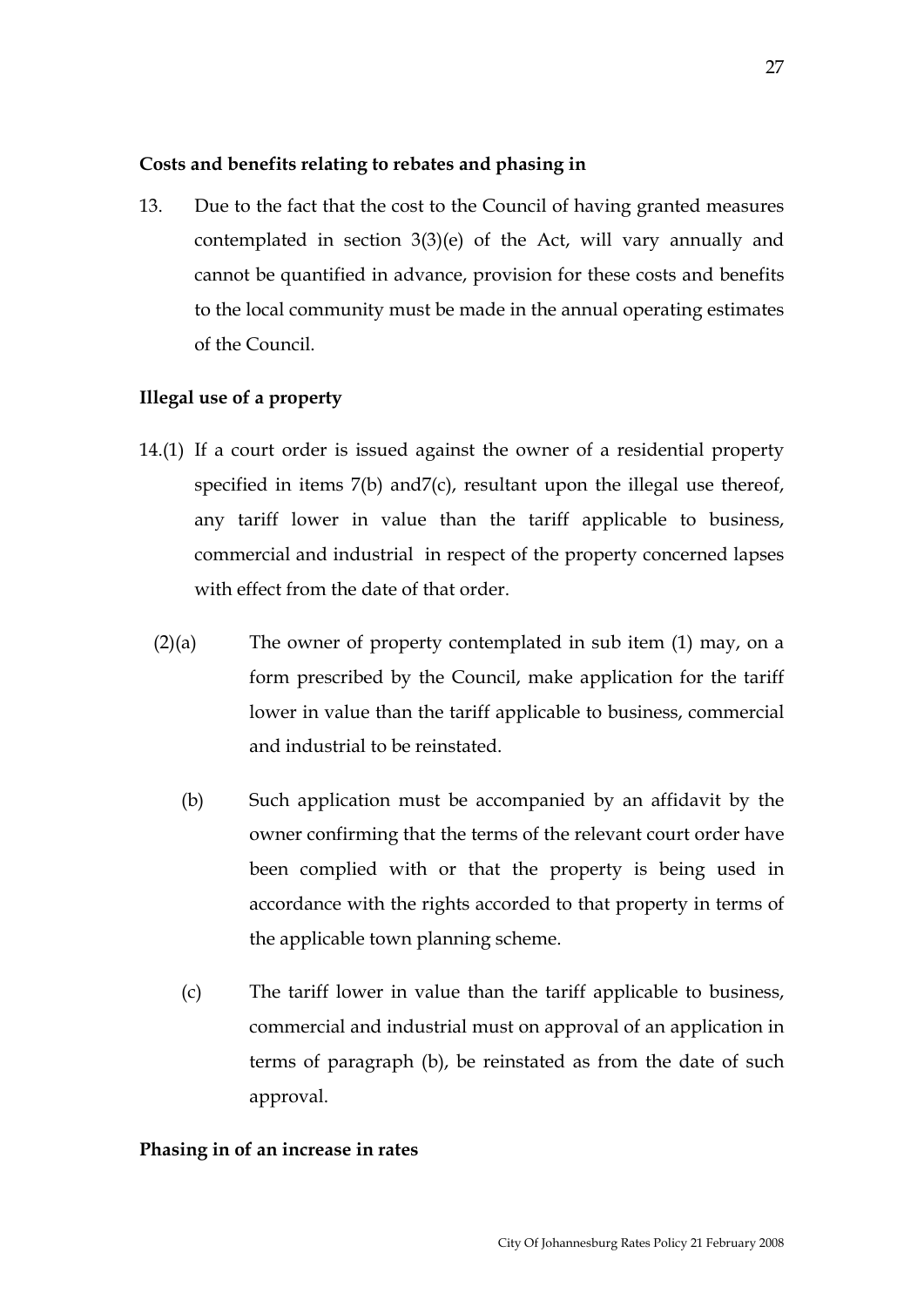**Costs and benefits relating to rebates and phasing in**

13. Due to the fact that the cost to the Council of having granted measures contemplated in section 3(3)(e) of the Act, will vary annually and cannot be quantified in advance, provision for these costs and benefits to the local community must be made in the annual operating estimates of the Council.

**Illegal use of a property**

14.(1) If a court order is issued against the owner of a residential property specified in items 7(b) and7(c), resultant upon the illegal use thereof, any tariff lower in value than the tariff applicable to business, commercial and industrial in respect of the property concerned lapses with effect from the date of that order.

(2)(a) The owner of property contemplated in sub item (1) may, on a form prescribed by the Council, make application for the tariff lower in value than the tariff applicable to business, commercial and industrial to be reinstated.

(b) Such application must be accompanied by an affidavit by the owner confirming that the terms of the relevant court order have been complied with or that the property is being used in accordance with the rights accorded to that property in terms of the applicable town planning scheme.

(c) The tariff lower in value than the tariff applicable to business, commercial and industrial must on approval of an application in terms of paragraph (b), be reinstated as from the date of such approval.

**Phasing in of an increase in rates**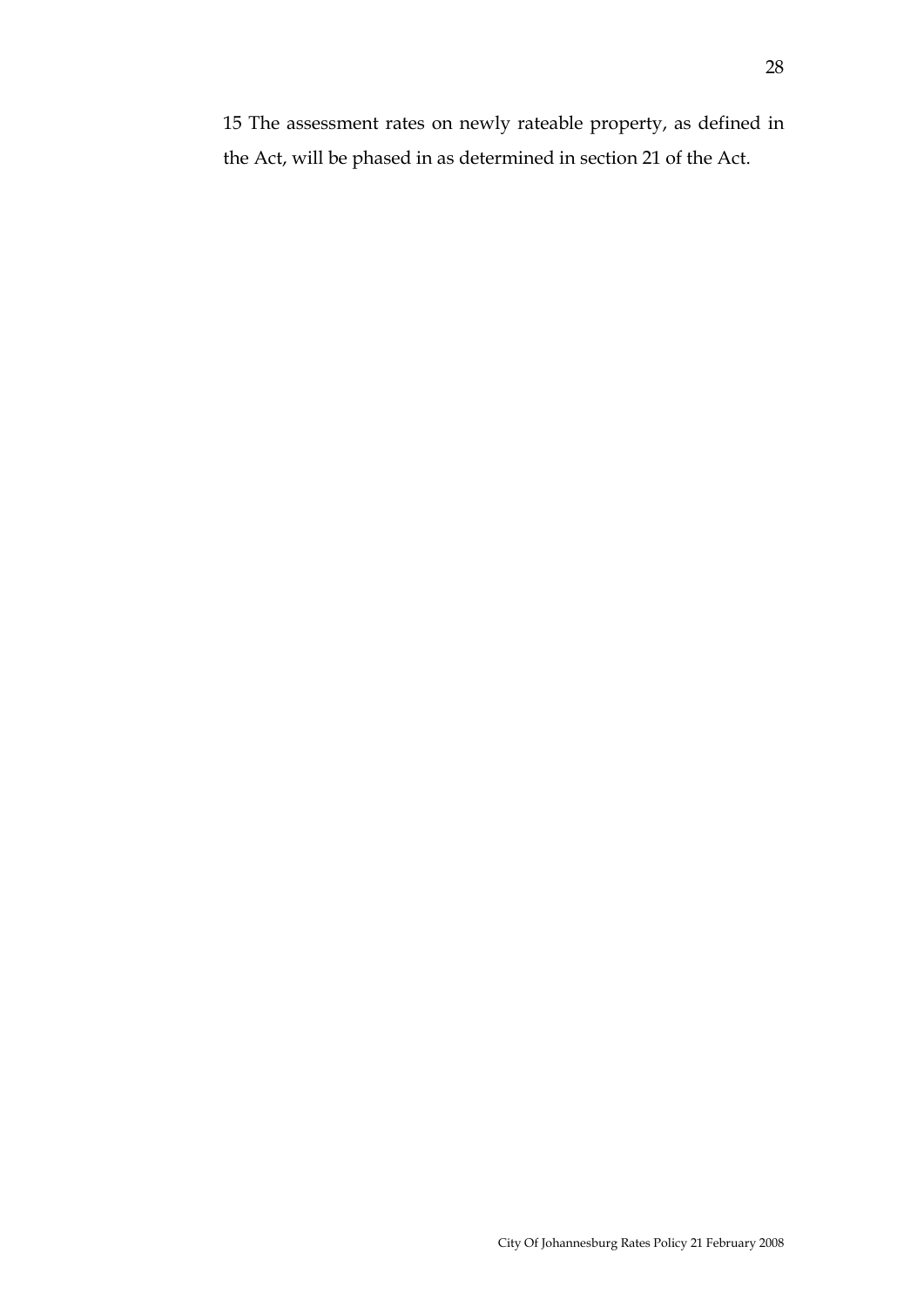15 The assessment rates on newly rateable property, as defined in the Act, will be phased in as determined in section 21 of the Act.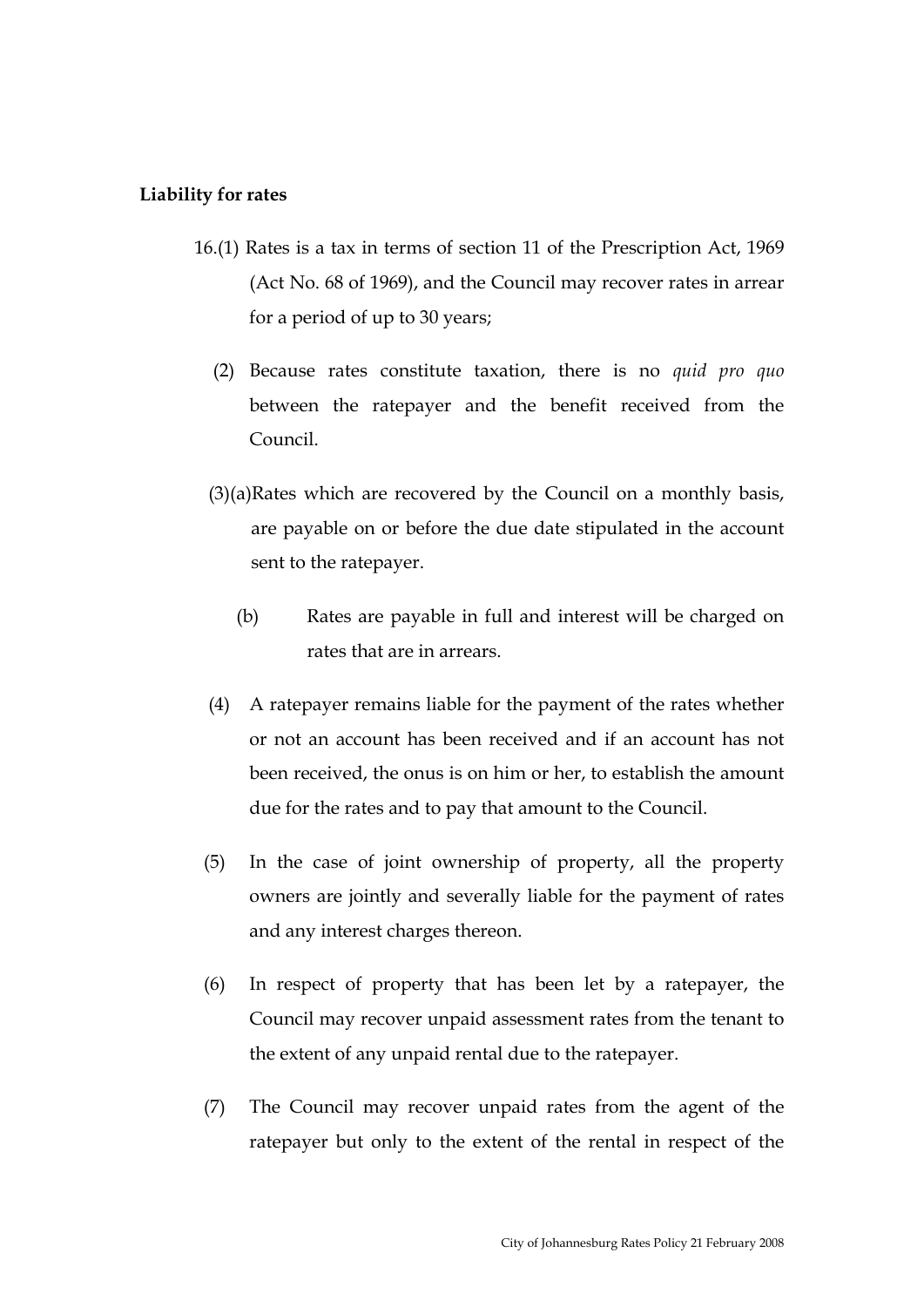**Liability for rates**

16.(1) Rates is a tax in terms of section 11 of the Prescription Act, 1969 (Act No. 68 of 1969), and the Council may recover rates in arrear for a period of up to 30 years;

(2) Because rates constitute taxation, there is no *quid pro quo* between the ratepayer and the benefit received from the Council.

(3)(a) Rates which are recovered by the Council on a monthly basis, are payable on or before the due date stipulated in the account sent to the ratepayer.

(b) Rates are payable in full and interest will be charged on rates that are in arrears.

(4) A ratepayer remains liable for the payment of the rates whether or not an account has been received and if an account has not been received, the onus is on him or her, to establish the amount due for the rates and to pay that amount to the Council.

(5) In the case of joint ownership of property, all the property owners are jointly and severally liable for the payment of rates and any interest charges thereon.

(6) In respect of property that has been let by a ratepayer, the Council may recover unpaid assessment rates from the tenant to the extent of any unpaid rental due to the ratepayer.

(7) The Council may recover unpaid rates from the agent of the ratepayer but only to the extent of the rental in respect of the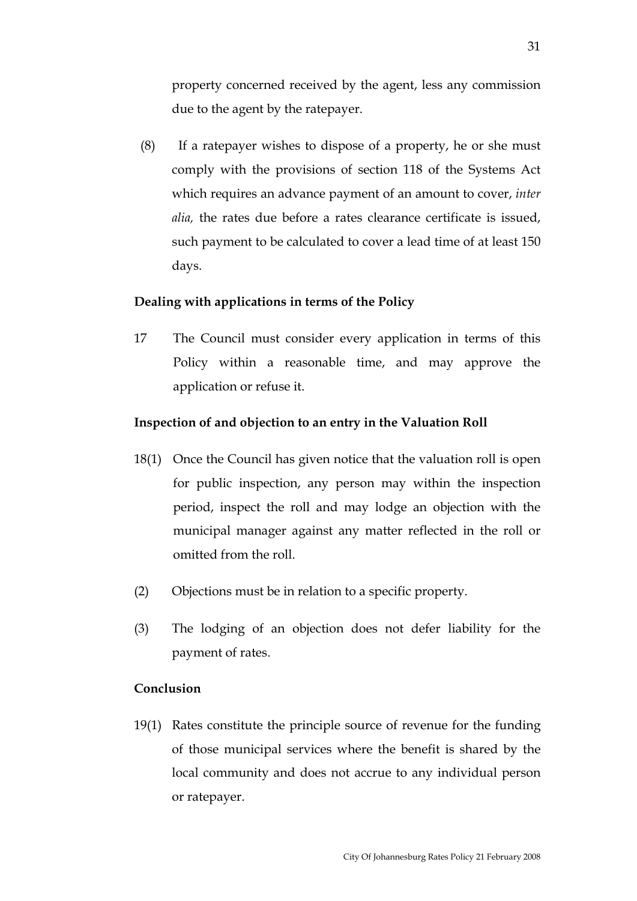property concerned received by the agent, less any commission due to the agent by the ratepayer.

(8) If a ratepayer wishes to dispose of a property, he or she must comply with the provisions of section 118 of the Systems Act which requires an advance payment of an amount to cover, *inter alia,* the rates due before a rates clearance certificate is issued, such payment to be calculated to cover a lead time of at least 150 days.

**Dealing with applications in terms of the Policy**

17 The Council must consider every application in terms of this Policy within a reasonable time, and may approve the application or refuse it.

**Inspection of and objection to an entry in the Valuation Roll**

18(1) Once the Council has given notice that the valuation roll is open for public inspection, any person may within the inspection period, inspect the roll and may lodge an objection with the municipal manager against any matter reflected in the roll or omitted from the roll.

(2) Objections must be in relation to a specific property.

(3) The lodging of an objection does not defer liability for the payment of rates.

**Conclusion**

19(1) Rates constitute the principle source of revenue for the funding of those municipal services where the benefit is shared by the local community and does not accrue to any individual person or ratepayer.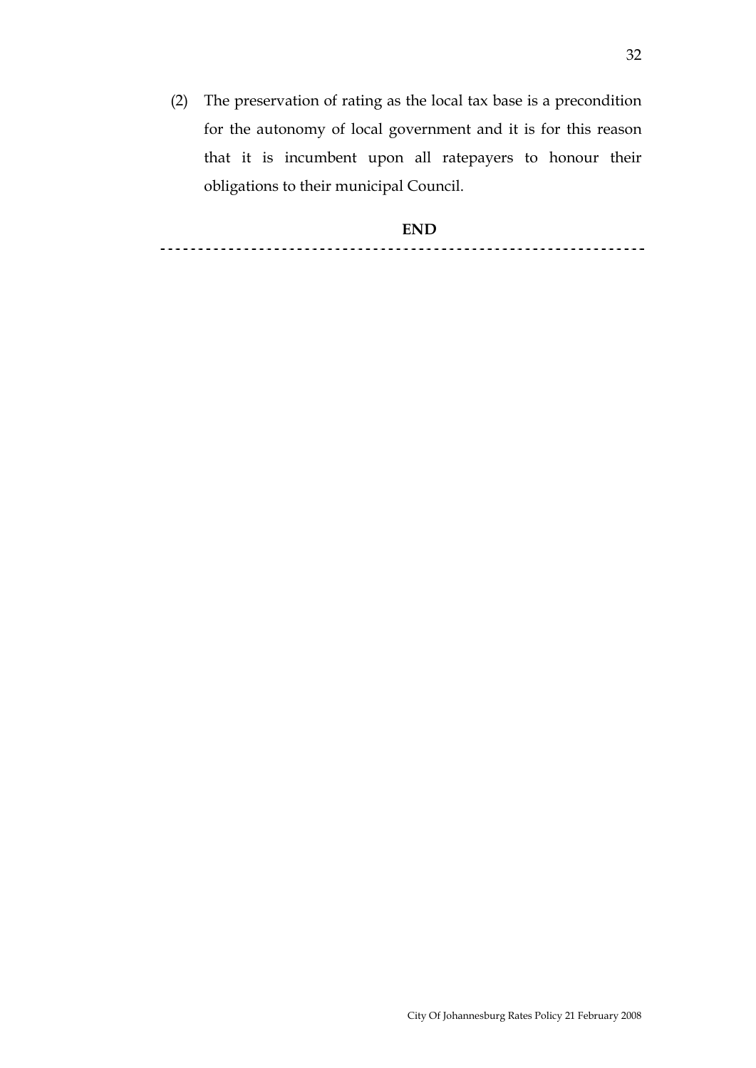(2) The preservation of rating as the local tax base is a precondition for the autonomy of local government and it is for this reason that it is incumbent upon all ratepayers to honour their obligations to their municipal Council.

**END**

---